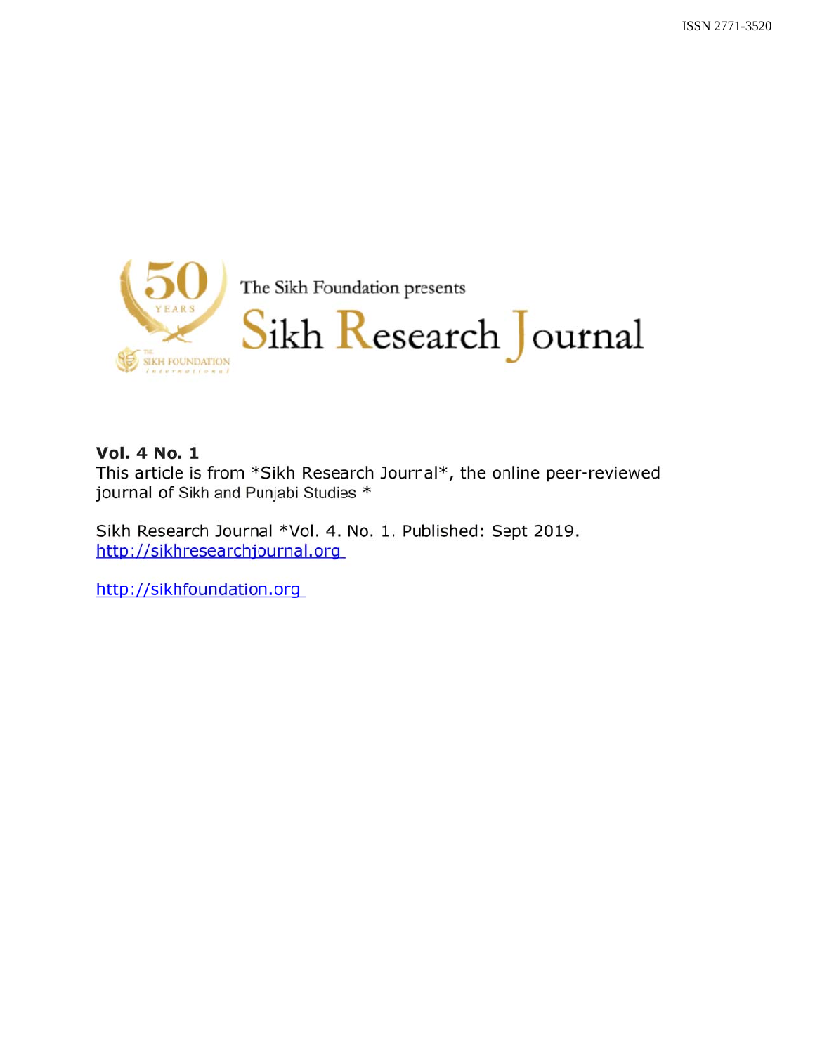ISSN 2771-3520

The Sikh Foundation presents

# Sikh Research Journal

**Vol. 4 No. 1**

This article is from *Sikh Research Journal*, the online peer-reviewed journal of Sikh and Punjabi Studies *

Sikh Research Journal *Vol. 4. No. 1. Published: Sept 2019.
http://sikhresearchjournal.org

http://sikhfoundation.org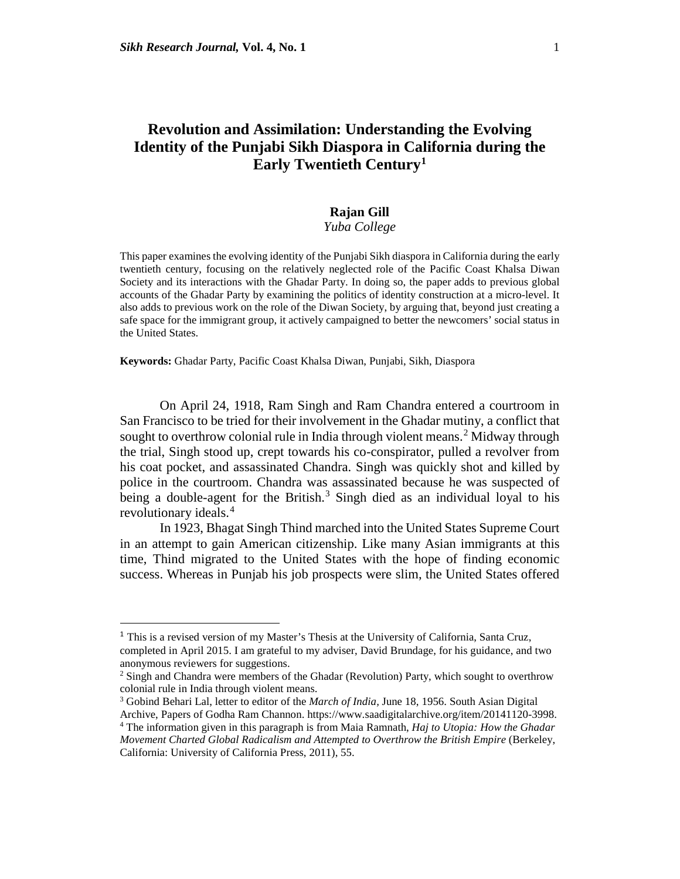# Revolution and Assimilation: Understanding the Evolving Identity of the Punjabi Sikh Diaspora in California during the Early Twentieth Century[1]

**Rajan Gill**

*Yuba College*

This paper examines the evolving identity of the Punjabi Sikh diaspora in California during the early twentieth century, focusing on the relatively neglected role of the Pacific Coast Khalsa Diwan Society and its interactions with the Ghadar Party. In doing so, the paper adds to previous global accounts of the Ghadar Party by examining the politics of identity construction at a micro-level. It also adds to previous work on the role of the Diwan Society, by arguing that, beyond just creating a safe space for the immigrant group, it actively campaigned to better the newcomers' social status in the United States.

**Keywords:** Ghadar Party, Pacific Coast Khalsa Diwan, Punjabi, Sikh, Diaspora

On April 24, 1918, Ram Singh and Ram Chandra entered a courtroom in San Francisco to be tried for their involvement in the Ghadar mutiny, a conflict that sought to overthrow colonial rule in India through violent means.[2] Midway through the trial, Singh stood up, crept towards his co-conspirator, pulled a revolver from his coat pocket, and assassinated Chandra. Singh was quickly shot and killed by police in the courtroom. Chandra was assassinated because he was suspected of being a double-agent for the British.[3] Singh died as an individual loyal to his revolutionary ideals.[4]

In 1923, Bhagat Singh Thind marched into the United States Supreme Court in an attempt to gain American citizenship. Like many Asian immigrants at this time, Thind migrated to the United States with the hope of finding economic success. Whereas in Punjab his job prospects were slim, the United States offered

---

[1] This is a revised version of my Master's Thesis at the University of California, Santa Cruz, completed in April 2015. I am grateful to my adviser, David Brundage, for his guidance, and two anonymous reviewers for suggestions.

[2] Singh and Chandra were members of the Ghadar (Revolution) Party, which sought to overthrow colonial rule in India through violent means.

[3] Gobind Behari Lal, letter to editor of the *March of India*, June 18, 1956. South Asian Digital Archive, Papers of Godha Ram Channon. https://www.saadigitalarchive.org/item/20141120-3998.

[4] The information given in this paragraph is from Maia Ramnath, *Haj to Utopia: How the Ghadar Movement Charted Global Radicalism and Attempted to Overthrow the British Empire* (Berkeley, California: University of California Press, 2011), 55.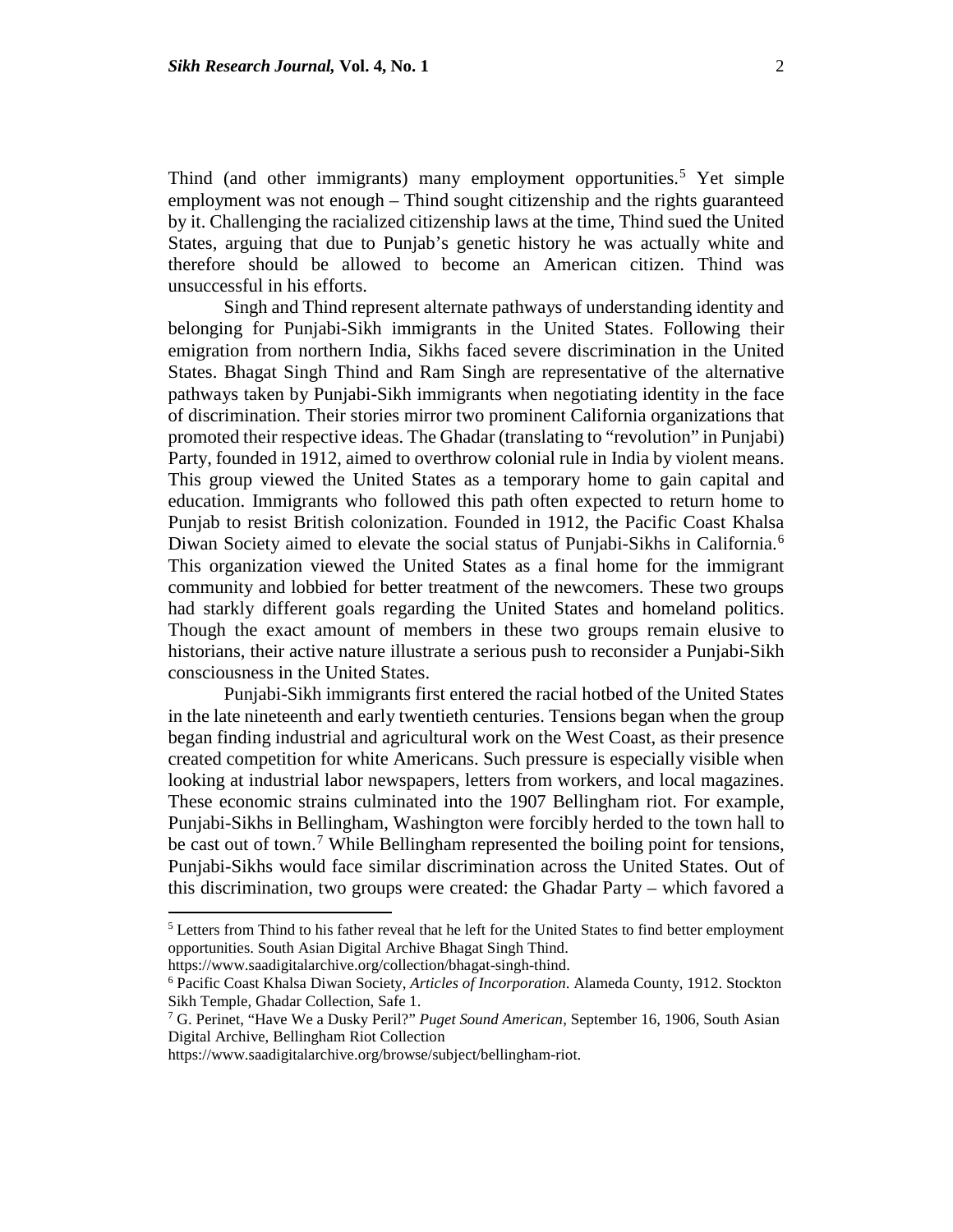Thind (and other immigrants) many employment opportunities.[5] Yet simple employment was not enough – Thind sought citizenship and the rights guaranteed by it. Challenging the racialized citizenship laws at the time, Thind sued the United States, arguing that due to Punjab's genetic history he was actually white and therefore should be allowed to become an American citizen. Thind was unsuccessful in his efforts.

Singh and Thind represent alternate pathways of understanding identity and belonging for Punjabi-Sikh immigrants in the United States. Following their emigration from northern India, Sikhs faced severe discrimination in the United States. Bhagat Singh Thind and Ram Singh are representative of the alternative pathways taken by Punjabi-Sikh immigrants when negotiating identity in the face of discrimination. Their stories mirror two prominent California organizations that promoted their respective ideas. The Ghadar (translating to "revolution" in Punjabi) Party, founded in 1912, aimed to overthrow colonial rule in India by violent means. This group viewed the United States as a temporary home to gain capital and education. Immigrants who followed this path often expected to return home to Punjab to resist British colonization. Founded in 1912, the Pacific Coast Khalsa Diwan Society aimed to elevate the social status of Punjabi-Sikhs in California.[6] This organization viewed the United States as a final home for the immigrant community and lobbied for better treatment of the newcomers. These two groups had starkly different goals regarding the United States and homeland politics. Though the exact amount of members in these two groups remain elusive to historians, their active nature illustrate a serious push to reconsider a Punjabi-Sikh consciousness in the United States.

Punjabi-Sikh immigrants first entered the racial hotbed of the United States in the late nineteenth and early twentieth centuries. Tensions began when the group began finding industrial and agricultural work on the West Coast, as their presence created competition for white Americans. Such pressure is especially visible when looking at industrial labor newspapers, letters from workers, and local magazines. These economic strains culminated into the 1907 Bellingham riot. For example, Punjabi-Sikhs in Bellingham, Washington were forcibly herded to the town hall to be cast out of town.[7] While Bellingham represented the boiling point for tensions, Punjabi-Sikhs would face similar discrimination across the United States. Out of this discrimination, two groups were created: the Ghadar Party – which favored a

[5] Letters from Thind to his father reveal that he left for the United States to find better employment opportunities. South Asian Digital Archive Bhagat Singh Thind. https://www.saadigitalarchive.org/collection/bhagat-singh-thind.

[6] Pacific Coast Khalsa Diwan Society, *Articles of Incorporation*. Alameda County, 1912. Stockton Sikh Temple, Ghadar Collection, Safe 1.

[7] G. Perinet, "Have We a Dusky Peril?" *Puget Sound American*, September 16, 1906, South Asian Digital Archive, Bellingham Riot Collection https://www.saadigitalarchive.org/browse/subject/bellingham-riot.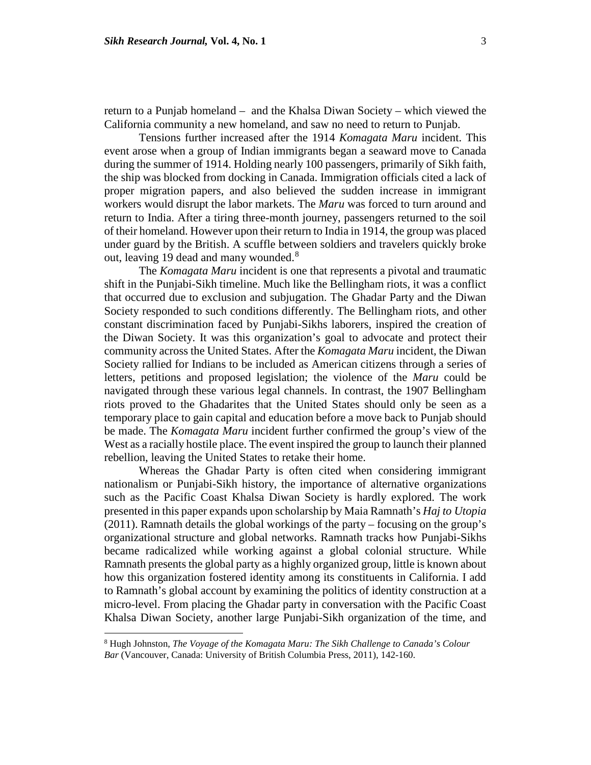return to a Punjab homeland –  and the Khalsa Diwan Society – which viewed the California community a new homeland, and saw no need to return to Punjab.

Tensions further increased after the 1914 *Komagata Maru* incident. This event arose when a group of Indian immigrants began a seaward move to Canada during the summer of 1914. Holding nearly 100 passengers, primarily of Sikh faith, the ship was blocked from docking in Canada. Immigration officials cited a lack of proper migration papers, and also believed the sudden increase in immigrant workers would disrupt the labor markets. The *Maru* was forced to turn around and return to India. After a tiring three-month journey, passengers returned to the soil of their homeland. However upon their return to India in 1914, the group was placed under guard by the British. A scuffle between soldiers and travelers quickly broke out, leaving 19 dead and many wounded.[8]

The *Komagata Maru* incident is one that represents a pivotal and traumatic shift in the Punjabi-Sikh timeline. Much like the Bellingham riots, it was a conflict that occurred due to exclusion and subjugation. The Ghadar Party and the Diwan Society responded to such conditions differently. The Bellingham riots, and other constant discrimination faced by Punjabi-Sikhs laborers, inspired the creation of the Diwan Society. It was this organization's goal to advocate and protect their community across the United States. After the *Komagata Maru* incident, the Diwan Society rallied for Indians to be included as American citizens through a series of letters, petitions and proposed legislation; the violence of the *Maru* could be navigated through these various legal channels. In contrast, the 1907 Bellingham riots proved to the Ghadarites that the United States should only be seen as a temporary place to gain capital and education before a move back to Punjab should be made. The *Komagata Maru* incident further confirmed the group's view of the West as a racially hostile place. The event inspired the group to launch their planned rebellion, leaving the United States to retake their home.

Whereas the Ghadar Party is often cited when considering immigrant nationalism or Punjabi-Sikh history, the importance of alternative organizations such as the Pacific Coast Khalsa Diwan Society is hardly explored. The work presented in this paper expands upon scholarship by Maia Ramnath's *Haj to Utopia* (2011). Ramnath details the global workings of the party – focusing on the group's organizational structure and global networks. Ramnath tracks how Punjabi-Sikhs became radicalized while working against a global colonial structure. While Ramnath presents the global party as a highly organized group, little is known about how this organization fostered identity among its constituents in California. I add to Ramnath's global account by examining the politics of identity construction at a micro-level. From placing the Ghadar party in conversation with the Pacific Coast Khalsa Diwan Society, another large Punjabi-Sikh organization of the time, and

---

[8] Hugh Johnston, *The Voyage of the Komagata Maru: The Sikh Challenge to Canada's Colour Bar* (Vancouver, Canada: University of British Columbia Press, 2011), 142-160.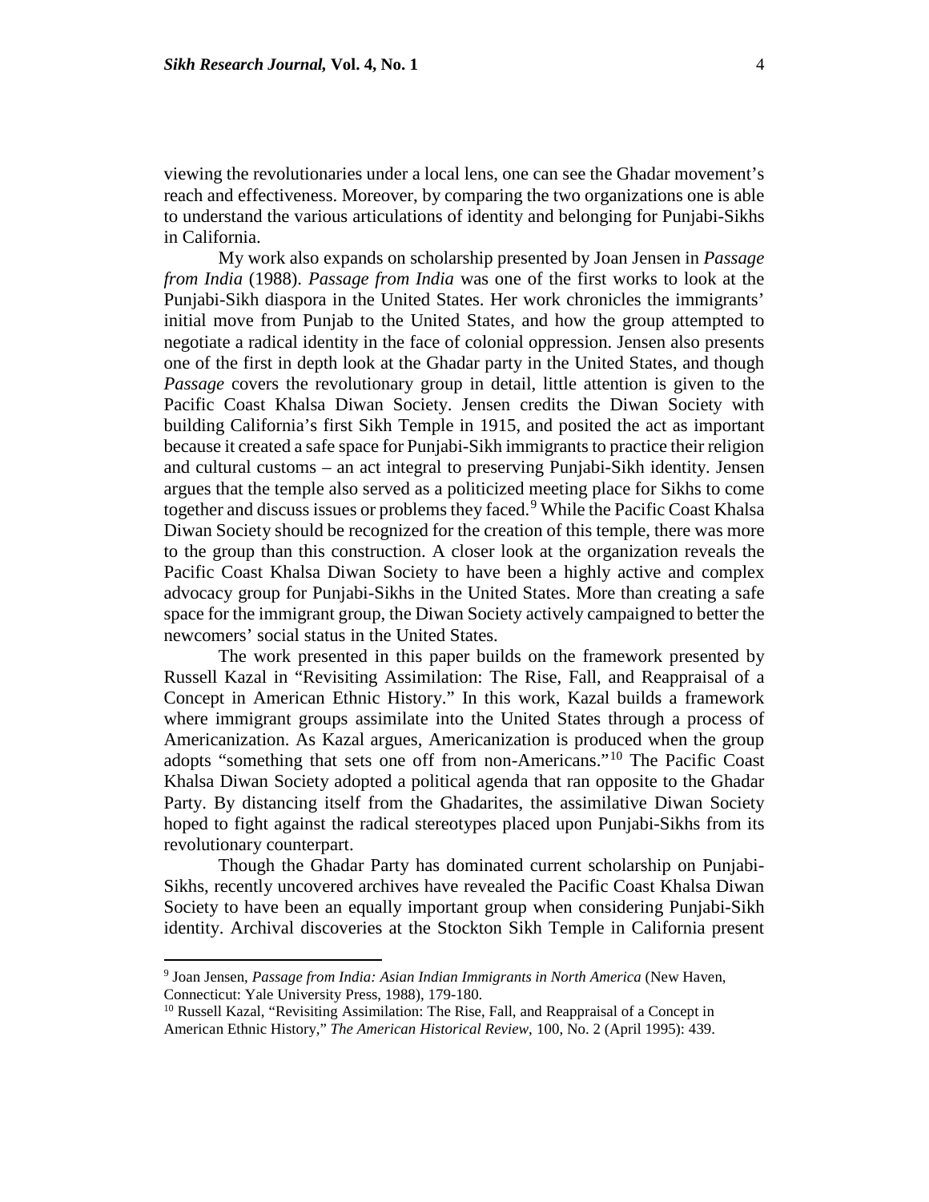viewing the revolutionaries under a local lens, one can see the Ghadar movement's reach and effectiveness. Moreover, by comparing the two organizations one is able to understand the various articulations of identity and belonging for Punjabi-Sikhs in California.

My work also expands on scholarship presented by Joan Jensen in *Passage from India* (1988). *Passage from India* was one of the first works to look at the Punjabi-Sikh diaspora in the United States. Her work chronicles the immigrants' initial move from Punjab to the United States, and how the group attempted to negotiate a radical identity in the face of colonial oppression. Jensen also presents one of the first in depth look at the Ghadar party in the United States, and though *Passage* covers the revolutionary group in detail, little attention is given to the Pacific Coast Khalsa Diwan Society. Jensen credits the Diwan Society with building California's first Sikh Temple in 1915, and posited the act as important because it created a safe space for Punjabi-Sikh immigrants to practice their religion and cultural customs – an act integral to preserving Punjabi-Sikh identity. Jensen argues that the temple also served as a politicized meeting place for Sikhs to come together and discuss issues or problems they faced.[9] While the Pacific Coast Khalsa Diwan Society should be recognized for the creation of this temple, there was more to the group than this construction. A closer look at the organization reveals the Pacific Coast Khalsa Diwan Society to have been a highly active and complex advocacy group for Punjabi-Sikhs in the United States. More than creating a safe space for the immigrant group, the Diwan Society actively campaigned to better the newcomers' social status in the United States.

The work presented in this paper builds on the framework presented by Russell Kazal in "Revisiting Assimilation: The Rise, Fall, and Reappraisal of a Concept in American Ethnic History." In this work, Kazal builds a framework where immigrant groups assimilate into the United States through a process of Americanization. As Kazal argues, Americanization is produced when the group adopts "something that sets one off from non-Americans."[10] The Pacific Coast Khalsa Diwan Society adopted a political agenda that ran opposite to the Ghadar Party. By distancing itself from the Ghadarites, the assimilative Diwan Society hoped to fight against the radical stereotypes placed upon Punjabi-Sikhs from its revolutionary counterpart.

Though the Ghadar Party has dominated current scholarship on Punjabi-Sikhs, recently uncovered archives have revealed the Pacific Coast Khalsa Diwan Society to have been an equally important group when considering Punjabi-Sikh identity. Archival discoveries at the Stockton Sikh Temple in California present

---

[9] Joan Jensen, *Passage from India: Asian Indian Immigrants in North America* (New Haven, Connecticut: Yale University Press, 1988), 179-180.

[10] Russell Kazal, "Revisiting Assimilation: The Rise, Fall, and Reappraisal of a Concept in American Ethnic History," *The American Historical Review*, 100, No. 2 (April 1995): 439.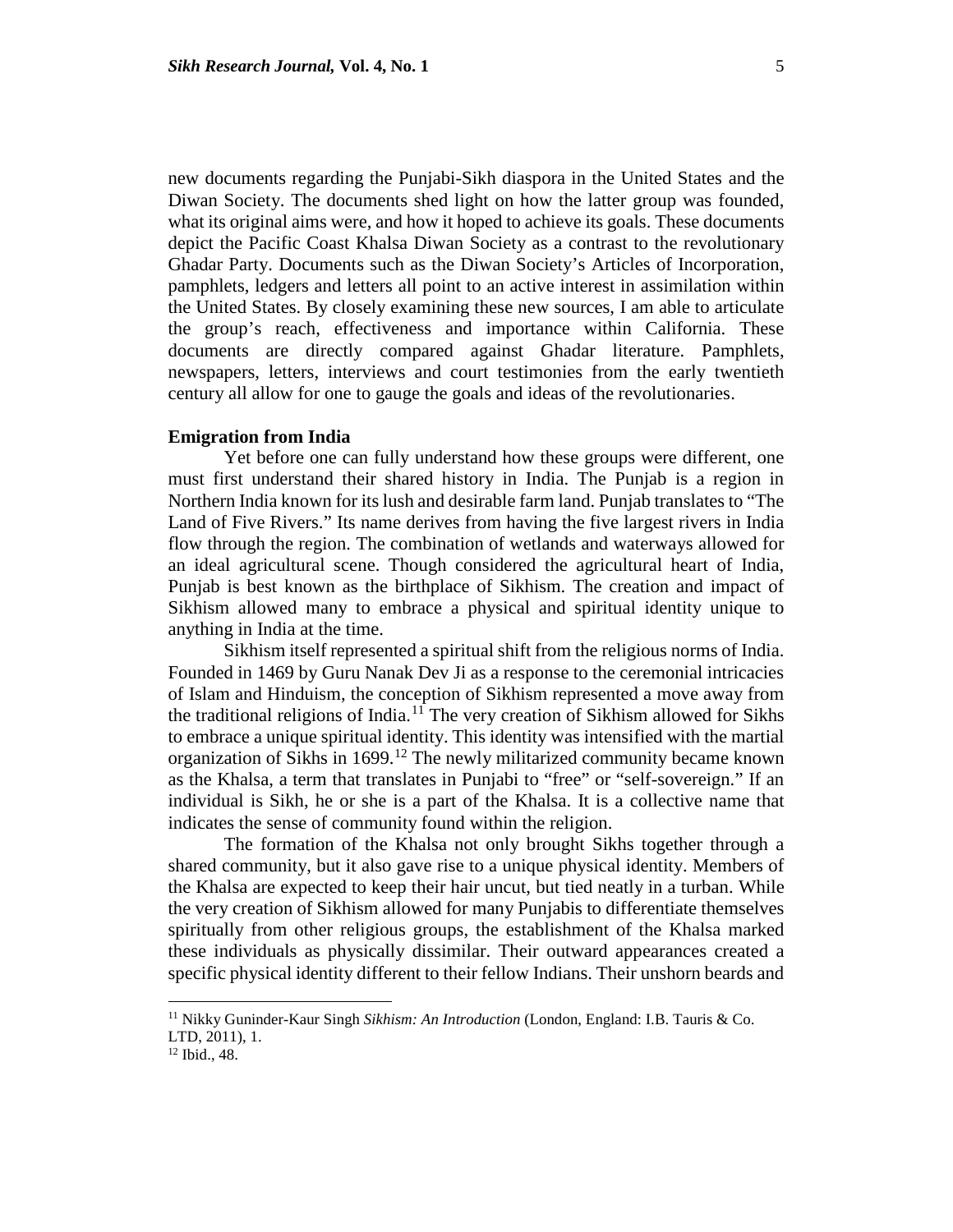new documents regarding the Punjabi-Sikh diaspora in the United States and the Diwan Society. The documents shed light on how the latter group was founded, what its original aims were, and how it hoped to achieve its goals. These documents depict the Pacific Coast Khalsa Diwan Society as a contrast to the revolutionary Ghadar Party. Documents such as the Diwan Society's Articles of Incorporation, pamphlets, ledgers and letters all point to an active interest in assimilation within the United States. By closely examining these new sources, I am able to articulate the group's reach, effectiveness and importance within California. These documents are directly compared against Ghadar literature. Pamphlets, newspapers, letters, interviews and court testimonies from the early twentieth century all allow for one to gauge the goals and ideas of the revolutionaries.

## Emigration from India

Yet before one can fully understand how these groups were different, one must first understand their shared history in India. The Punjab is a region in Northern India known for its lush and desirable farm land. Punjab translates to "The Land of Five Rivers." Its name derives from having the five largest rivers in India flow through the region. The combination of wetlands and waterways allowed for an ideal agricultural scene. Though considered the agricultural heart of India, Punjab is best known as the birthplace of Sikhism. The creation and impact of Sikhism allowed many to embrace a physical and spiritual identity unique to anything in India at the time.

Sikhism itself represented a spiritual shift from the religious norms of India. Founded in 1469 by Guru Nanak Dev Ji as a response to the ceremonial intricacies of Islam and Hinduism, the conception of Sikhism represented a move away from the traditional religions of India.[11] The very creation of Sikhism allowed for Sikhs to embrace a unique spiritual identity. This identity was intensified with the martial organization of Sikhs in 1699.[12] The newly militarized community became known as the Khalsa, a term that translates in Punjabi to "free" or "self-sovereign." If an individual is Sikh, he or she is a part of the Khalsa. It is a collective name that indicates the sense of community found within the religion.

The formation of the Khalsa not only brought Sikhs together through a shared community, but it also gave rise to a unique physical identity. Members of the Khalsa are expected to keep their hair uncut, but tied neatly in a turban. While the very creation of Sikhism allowed for many Punjabis to differentiate themselves spiritually from other religious groups, the establishment of the Khalsa marked these individuals as physically dissimilar. Their outward appearances created a specific physical identity different to their fellow Indians. Their unshorn beards and

---

[11] Nikky Guninder-Kaur Singh *Sikhism: An Introduction* (London, England: I.B. Tauris & Co. LTD, 2011), 1.

[12] Ibid., 48.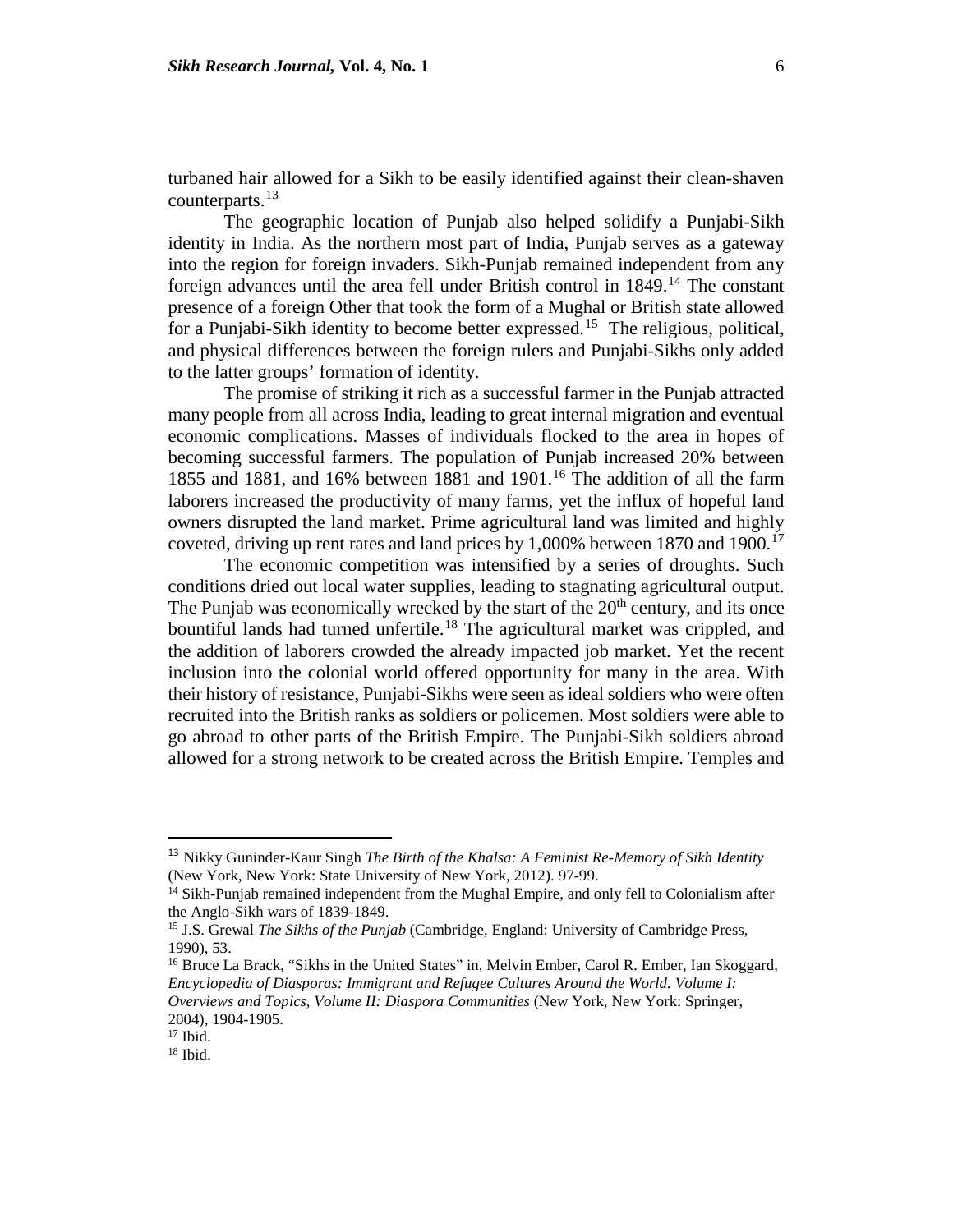turbaned hair allowed for a Sikh to be easily identified against their clean-shaven counterparts.[13]

The geographic location of Punjab also helped solidify a Punjabi-Sikh identity in India. As the northern most part of India, Punjab serves as a gateway into the region for foreign invaders. Sikh-Punjab remained independent from any foreign advances until the area fell under British control in 1849.[14] The constant presence of a foreign Other that took the form of a Mughal or British state allowed for a Punjabi-Sikh identity to become better expressed.[15] The religious, political, and physical differences between the foreign rulers and Punjabi-Sikhs only added to the latter groups' formation of identity.

The promise of striking it rich as a successful farmer in the Punjab attracted many people from all across India, leading to great internal migration and eventual economic complications. Masses of individuals flocked to the area in hopes of becoming successful farmers. The population of Punjab increased 20% between 1855 and 1881, and 16% between 1881 and 1901.[16] The addition of all the farm laborers increased the productivity of many farms, yet the influx of hopeful land owners disrupted the land market. Prime agricultural land was limited and highly coveted, driving up rent rates and land prices by 1,000% between 1870 and 1900.[17]

The economic competition was intensified by a series of droughts. Such conditions dried out local water supplies, leading to stagnating agricultural output. The Punjab was economically wrecked by the start of the 20th century, and its once bountiful lands had turned unfertile.[18] The agricultural market was crippled, and the addition of laborers crowded the already impacted job market. Yet the recent inclusion into the colonial world offered opportunity for many in the area. With their history of resistance, Punjabi-Sikhs were seen as ideal soldiers who were often recruited into the British ranks as soldiers or policemen. Most soldiers were able to go abroad to other parts of the British Empire. The Punjabi-Sikh soldiers abroad allowed for a strong network to be created across the British Empire. Temples and

---

[13] Nikky Guninder-Kaur Singh *The Birth of the Khalsa: A Feminist Re-Memory of Sikh Identity* (New York, New York: State University of New York, 2012). 97-99.

[14] Sikh-Punjab remained independent from the Mughal Empire, and only fell to Colonialism after the Anglo-Sikh wars of 1839-1849.

[15] J.S. Grewal *The Sikhs of the Punjab* (Cambridge, England: University of Cambridge Press, 1990), 53.

[16] Bruce La Brack, "Sikhs in the United States" in, Melvin Ember, Carol R. Ember, Ian Skoggard, *Encyclopedia of Diasporas: Immigrant and Refugee Cultures Around the World. Volume I: Overviews and Topics, Volume II: Diaspora Communities* (New York, New York: Springer, 2004), 1904-1905.

[17] Ibid.

[18] Ibid.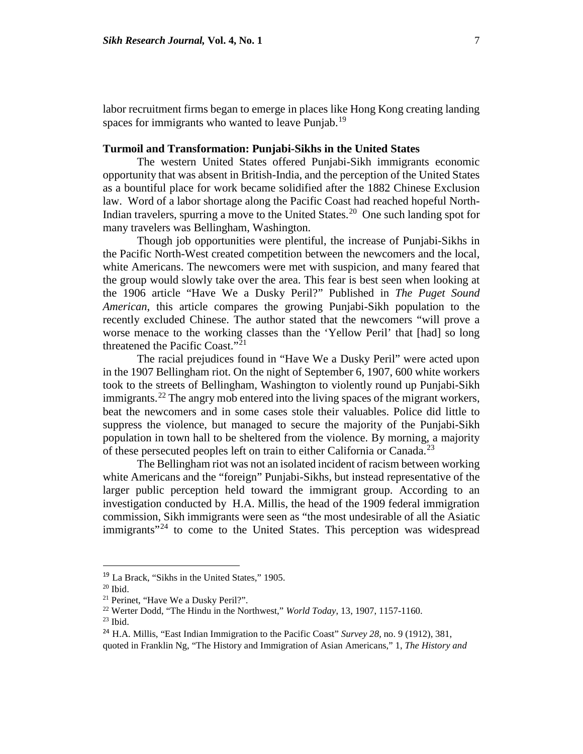labor recruitment firms began to emerge in places like Hong Kong creating landing spaces for immigrants who wanted to leave Punjab.[19]

### Turmoil and Transformation: Punjabi-Sikhs in the United States

The western United States offered Punjabi-Sikh immigrants economic opportunity that was absent in British-India, and the perception of the United States as a bountiful place for work became solidified after the 1882 Chinese Exclusion law. Word of a labor shortage along the Pacific Coast had reached hopeful North-Indian travelers, spurring a move to the United States.[20] One such landing spot for many travelers was Bellingham, Washington.

Though job opportunities were plentiful, the increase of Punjabi-Sikhs in the Pacific North-West created competition between the newcomers and the local, white Americans. The newcomers were met with suspicion, and many feared that the group would slowly take over the area. This fear is best seen when looking at the 1906 article "Have We a Dusky Peril?" Published in *The Puget Sound American*, this article compares the growing Punjabi-Sikh population to the recently excluded Chinese. The author stated that the newcomers "will prove a worse menace to the working classes than the 'Yellow Peril' that [had] so long threatened the Pacific Coast."[21]

The racial prejudices found in "Have We a Dusky Peril" were acted upon in the 1907 Bellingham riot. On the night of September 6, 1907, 600 white workers took to the streets of Bellingham, Washington to violently round up Punjabi-Sikh immigrants.[22] The angry mob entered into the living spaces of the migrant workers, beat the newcomers and in some cases stole their valuables. Police did little to suppress the violence, but managed to secure the majority of the Punjabi-Sikh population in town hall to be sheltered from the violence. By morning, a majority of these persecuted peoples left on train to either California or Canada.[23]

The Bellingham riot was not an isolated incident of racism between working white Americans and the "foreign" Punjabi-Sikhs, but instead representative of the larger public perception held toward the immigrant group. According to an investigation conducted by H.A. Millis, the head of the 1909 federal immigration commission, Sikh immigrants were seen as "the most undesirable of all the Asiatic immigrants"[24] to come to the United States. This perception was widespread

---

[19] La Brack, "Sikhs in the United States," 1905.

[20] Ibid.

[21] Perinet, "Have We a Dusky Peril?".

[22] Werter Dodd, "The Hindu in the Northwest," *World Today*, 13, 1907, 1157-1160.

[23] Ibid.

[24] H.A. Millis, "East Indian Immigration to the Pacific Coast" *Survey 28*, no. 9 (1912), 381, quoted in Franklin Ng, "The History and Immigration of Asian Americans," 1, *The History and*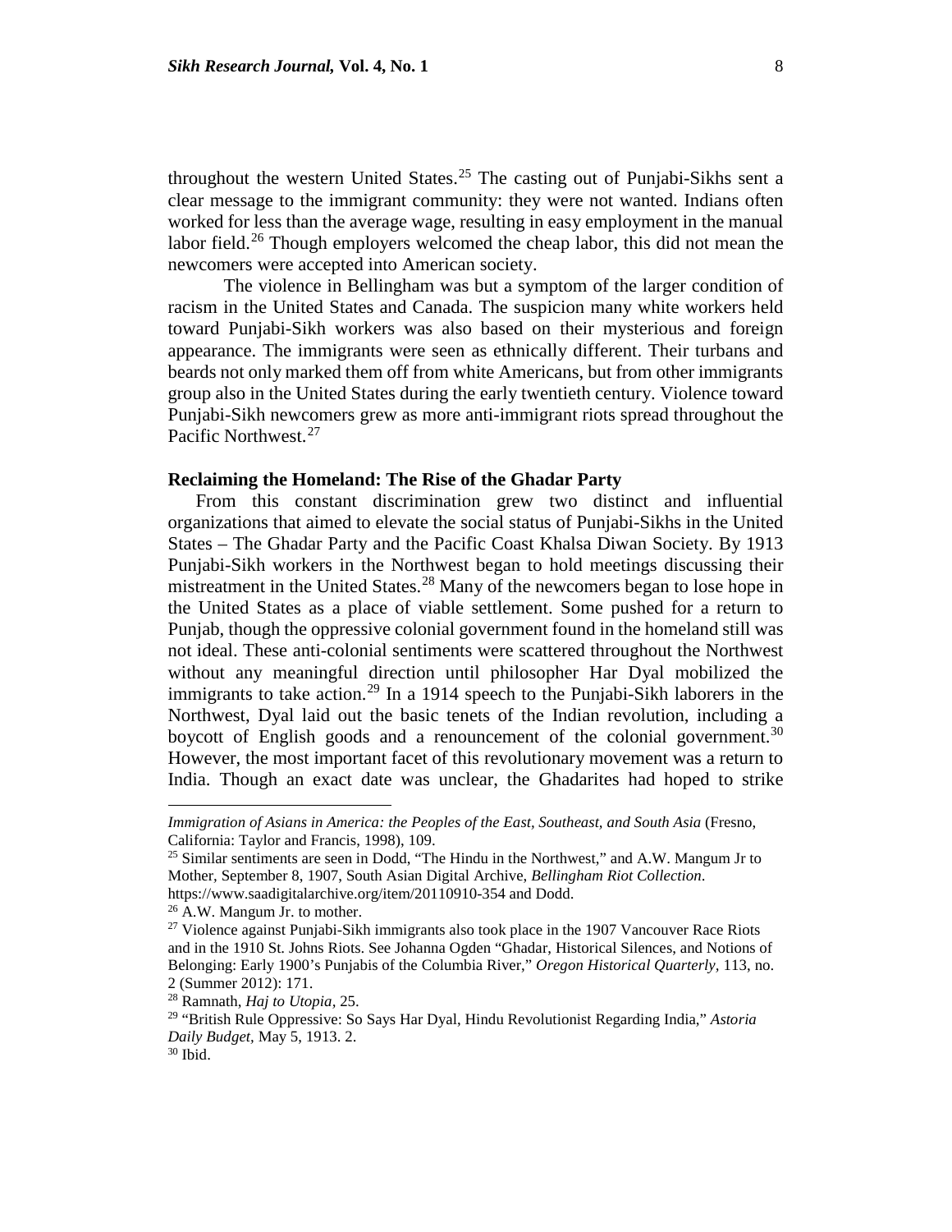throughout the western United States.[25] The casting out of Punjabi-Sikhs sent a clear message to the immigrant community: they were not wanted. Indians often worked for less than the average wage, resulting in easy employment in the manual labor field.[26] Though employers welcomed the cheap labor, this did not mean the newcomers were accepted into American society.

The violence in Bellingham was but a symptom of the larger condition of racism in the United States and Canada. The suspicion many white workers held toward Punjabi-Sikh workers was also based on their mysterious and foreign appearance. The immigrants were seen as ethnically different. Their turbans and beards not only marked them off from white Americans, but from other immigrants group also in the United States during the early twentieth century. Violence toward Punjabi-Sikh newcomers grew as more anti-immigrant riots spread throughout the Pacific Northwest.[27]

**Reclaiming the Homeland: The Rise of the Ghadar Party**

From this constant discrimination grew two distinct and influential organizations that aimed to elevate the social status of Punjabi-Sikhs in the United States – The Ghadar Party and the Pacific Coast Khalsa Diwan Society. By 1913 Punjabi-Sikh workers in the Northwest began to hold meetings discussing their mistreatment in the United States.[28] Many of the newcomers began to lose hope in the United States as a place of viable settlement. Some pushed for a return to Punjab, though the oppressive colonial government found in the homeland still was not ideal. These anti-colonial sentiments were scattered throughout the Northwest without any meaningful direction until philosopher Har Dyal mobilized the immigrants to take action.[29] In a 1914 speech to the Punjabi-Sikh laborers in the Northwest, Dyal laid out the basic tenets of the Indian revolution, including a boycott of English goods and a renouncement of the colonial government.[30] However, the most important facet of this revolutionary movement was a return to India. Though an exact date was unclear, the Ghadarites had hoped to strike

---

*Immigration of Asians in America: the Peoples of the East, Southeast, and South Asia* (Fresno, California: Taylor and Francis, 1998), 109.

[25] Similar sentiments are seen in Dodd, "The Hindu in the Northwest," and A.W. Mangum Jr to Mother, September 8, 1907, South Asian Digital Archive, *Bellingham Riot Collection*. https://www.saadigitalarchive.org/item/20110910-354 and Dodd.

[26] A.W. Mangum Jr. to mother.

[27] Violence against Punjabi-Sikh immigrants also took place in the 1907 Vancouver Race Riots and in the 1910 St. Johns Riots. See Johanna Ogden "Ghadar, Historical Silences, and Notions of Belonging: Early 1900's Punjabis of the Columbia River," *Oregon Historical Quarterly,* 113, no. 2 (Summer 2012): 171.

[28] Ramnath, *Haj to Utopia*, 25.

[29] "British Rule Oppressive: So Says Har Dyal, Hindu Revolutionist Regarding India," *Astoria Daily Budget*, May 5, 1913. 2.

[30] Ibid.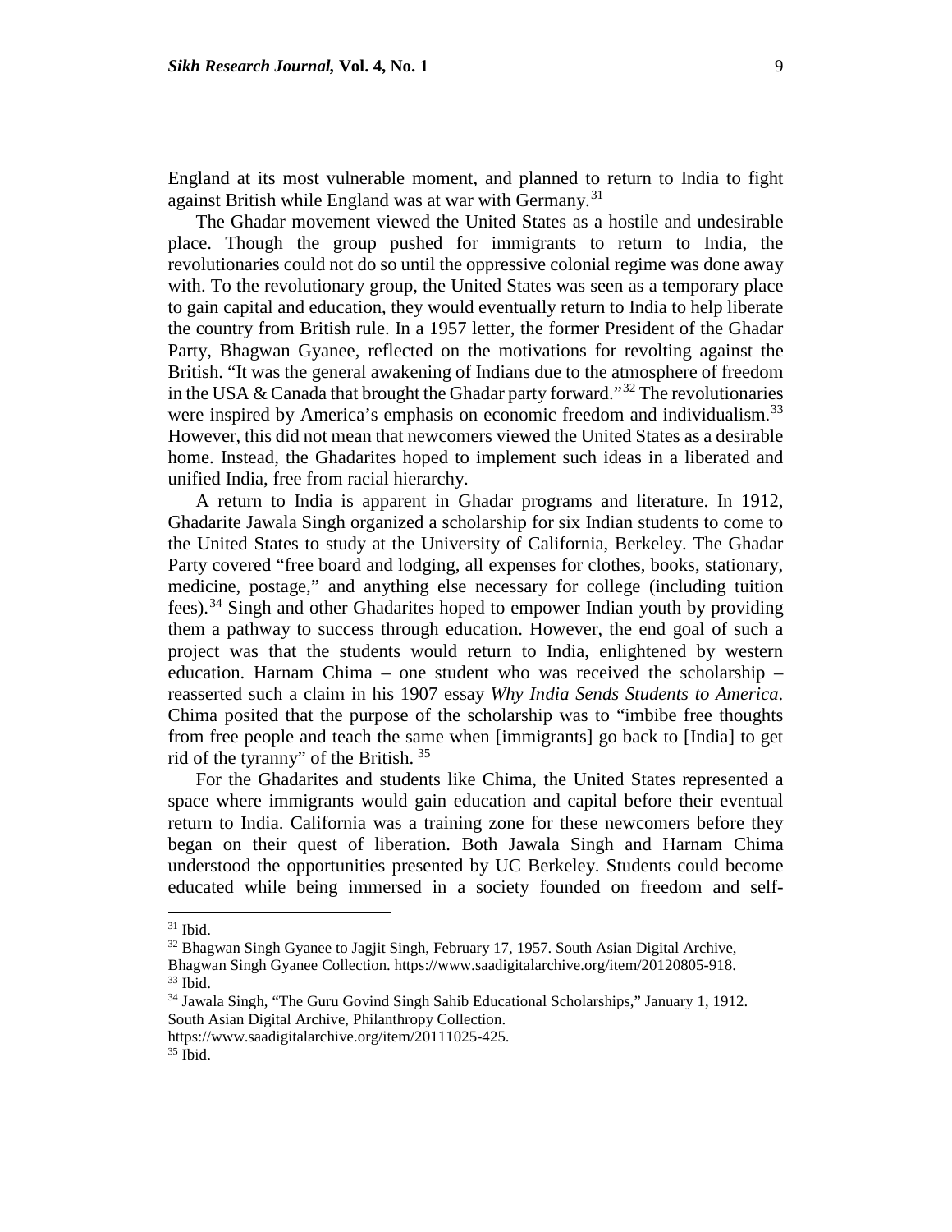England at its most vulnerable moment, and planned to return to India to fight against British while England was at war with Germany.[31]

The Ghadar movement viewed the United States as a hostile and undesirable place. Though the group pushed for immigrants to return to India, the revolutionaries could not do so until the oppressive colonial regime was done away with. To the revolutionary group, the United States was seen as a temporary place to gain capital and education, they would eventually return to India to help liberate the country from British rule. In a 1957 letter, the former President of the Ghadar Party, Bhagwan Gyanee, reflected on the motivations for revolting against the British. "It was the general awakening of Indians due to the atmosphere of freedom in the USA & Canada that brought the Ghadar party forward."[32] The revolutionaries were inspired by America's emphasis on economic freedom and individualism.[33] However, this did not mean that newcomers viewed the United States as a desirable home. Instead, the Ghadarites hoped to implement such ideas in a liberated and unified India, free from racial hierarchy.

A return to India is apparent in Ghadar programs and literature. In 1912, Ghadarite Jawala Singh organized a scholarship for six Indian students to come to the United States to study at the University of California, Berkeley. The Ghadar Party covered "free board and lodging, all expenses for clothes, books, stationary, medicine, postage," and anything else necessary for college (including tuition fees).[34] Singh and other Ghadarites hoped to empower Indian youth by providing them a pathway to success through education. However, the end goal of such a project was that the students would return to India, enlightened by western education. Harnam Chima – one student who was received the scholarship – reasserted such a claim in his 1907 essay *Why India Sends Students to America*. Chima posited that the purpose of the scholarship was to "imbibe free thoughts from free people and teach the same when [immigrants] go back to [India] to get rid of the tyranny" of the British.[35]

For the Ghadarites and students like Chima, the United States represented a space where immigrants would gain education and capital before their eventual return to India. California was a training zone for these newcomers before they began on their quest of liberation. Both Jawala Singh and Harnam Chima understood the opportunities presented by UC Berkeley. Students could become educated while being immersed in a society founded on freedom and self-

---

[31] Ibid.

[32] Bhagwan Singh Gyanee to Jagjit Singh, February 17, 1957. South Asian Digital Archive, Bhagwan Singh Gyanee Collection. https://www.saadigitalarchive.org/item/20120805-918.

[33] Ibid.

[34] Jawala Singh, "The Guru Govind Singh Sahib Educational Scholarships," January 1, 1912. South Asian Digital Archive, Philanthropy Collection. https://www.saadigitalarchive.org/item/20111025-425.

[35] Ibid.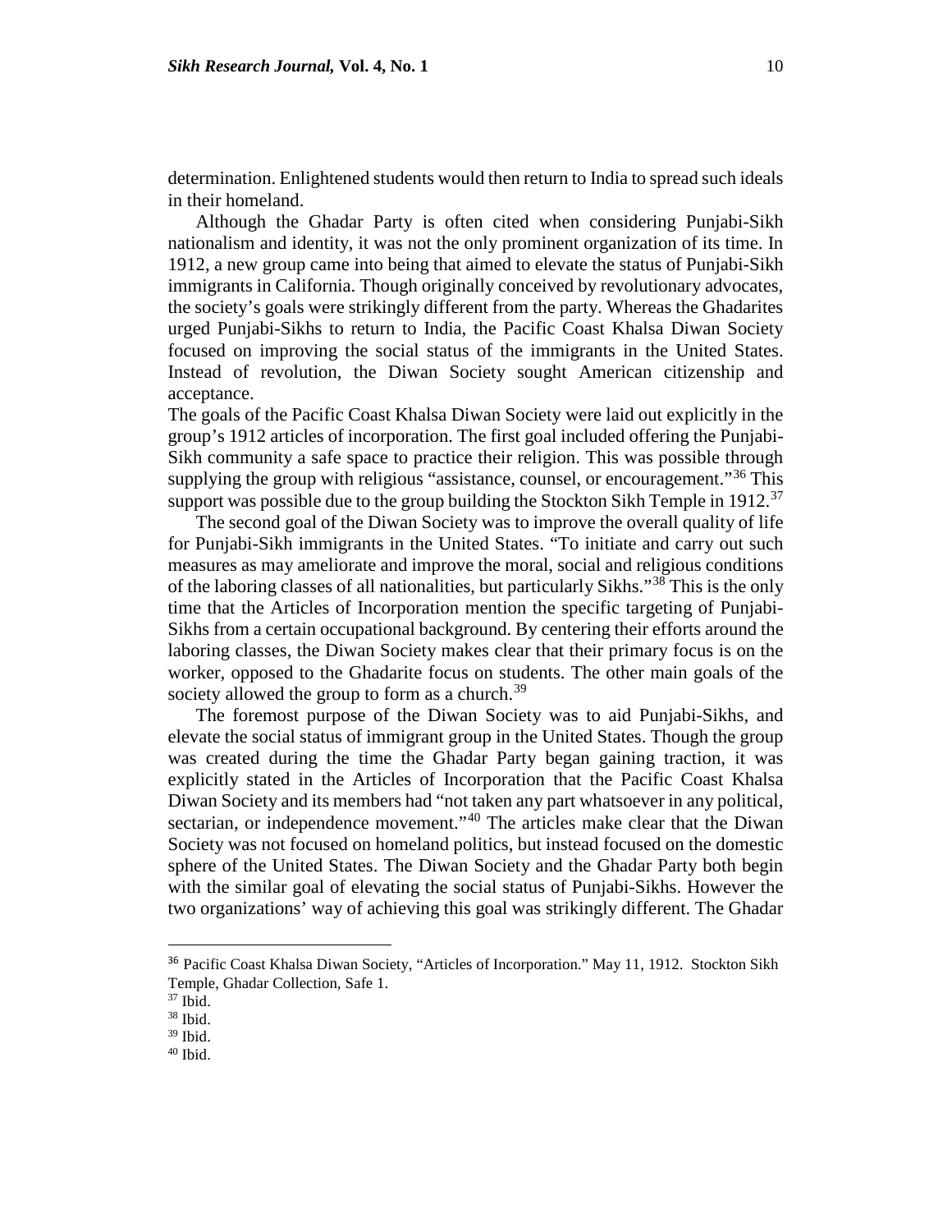determination. Enlightened students would then return to India to spread such ideals in their homeland.

Although the Ghadar Party is often cited when considering Punjabi-Sikh nationalism and identity, it was not the only prominent organization of its time. In 1912, a new group came into being that aimed to elevate the status of Punjabi-Sikh immigrants in California. Though originally conceived by revolutionary advocates, the society's goals were strikingly different from the party. Whereas the Ghadarites urged Punjabi-Sikhs to return to India, the Pacific Coast Khalsa Diwan Society focused on improving the social status of the immigrants in the United States. Instead of revolution, the Diwan Society sought American citizenship and acceptance.

The goals of the Pacific Coast Khalsa Diwan Society were laid out explicitly in the group's 1912 articles of incorporation. The first goal included offering the Punjabi-Sikh community a safe space to practice their religion. This was possible through supplying the group with religious "assistance, counsel, or encouragement."[36] This support was possible due to the group building the Stockton Sikh Temple in 1912.[37]

The second goal of the Diwan Society was to improve the overall quality of life for Punjabi-Sikh immigrants in the United States. "To initiate and carry out such measures as may ameliorate and improve the moral, social and religious conditions of the laboring classes of all nationalities, but particularly Sikhs."[38] This is the only time that the Articles of Incorporation mention the specific targeting of Punjabi-Sikhs from a certain occupational background. By centering their efforts around the laboring classes, the Diwan Society makes clear that their primary focus is on the worker, opposed to the Ghadarite focus on students. The other main goals of the society allowed the group to form as a church.[39]

The foremost purpose of the Diwan Society was to aid Punjabi-Sikhs, and elevate the social status of immigrant group in the United States. Though the group was created during the time the Ghadar Party began gaining traction, it was explicitly stated in the Articles of Incorporation that the Pacific Coast Khalsa Diwan Society and its members had "not taken any part whatsoever in any political, sectarian, or independence movement."[40] The articles make clear that the Diwan Society was not focused on homeland politics, but instead focused on the domestic sphere of the United States. The Diwan Society and the Ghadar Party both begin with the similar goal of elevating the social status of Punjabi-Sikhs. However the two organizations' way of achieving this goal was strikingly different. The Ghadar

---

[36] Pacific Coast Khalsa Diwan Society, "Articles of Incorporation." May 11, 1912. Stockton Sikh Temple, Ghadar Collection, Safe 1.

[37] Ibid.

[38] Ibid.

[39] Ibid.

[40] Ibid.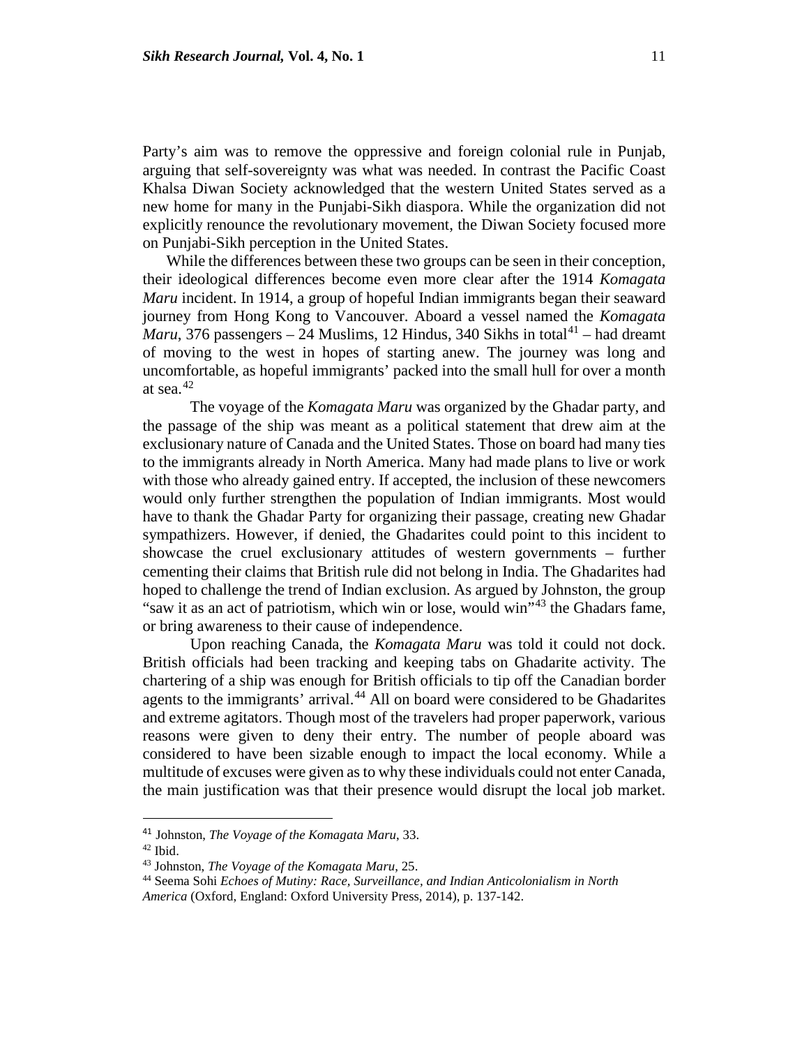Party's aim was to remove the oppressive and foreign colonial rule in Punjab, arguing that self-sovereignty was what was needed. In contrast the Pacific Coast Khalsa Diwan Society acknowledged that the western United States served as a new home for many in the Punjabi-Sikh diaspora. While the organization did not explicitly renounce the revolutionary movement, the Diwan Society focused more on Punjabi-Sikh perception in the United States.

While the differences between these two groups can be seen in their conception, their ideological differences become even more clear after the 1914 *Komagata Maru* incident. In 1914, a group of hopeful Indian immigrants began their seaward journey from Hong Kong to Vancouver. Aboard a vessel named the *Komagata Maru*, 376 passengers – 24 Muslims, 12 Hindus, 340 Sikhs in total[41] – had dreamt of moving to the west in hopes of starting anew. The journey was long and uncomfortable, as hopeful immigrants' packed into the small hull for over a month at sea.[42]

The voyage of the *Komagata Maru* was organized by the Ghadar party, and the passage of the ship was meant as a political statement that drew aim at the exclusionary nature of Canada and the United States. Those on board had many ties to the immigrants already in North America. Many had made plans to live or work with those who already gained entry. If accepted, the inclusion of these newcomers would only further strengthen the population of Indian immigrants. Most would have to thank the Ghadar Party for organizing their passage, creating new Ghadar sympathizers. However, if denied, the Ghadarites could point to this incident to showcase the cruel exclusionary attitudes of western governments – further cementing their claims that British rule did not belong in India. The Ghadarites had hoped to challenge the trend of Indian exclusion. As argued by Johnston, the group "saw it as an act of patriotism, which win or lose, would win"[43] the Ghadars fame, or bring awareness to their cause of independence.

Upon reaching Canada, the *Komagata Maru* was told it could not dock. British officials had been tracking and keeping tabs on Ghadarite activity. The chartering of a ship was enough for British officials to tip off the Canadian border agents to the immigrants' arrival.[44] All on board were considered to be Ghadarites and extreme agitators. Though most of the travelers had proper paperwork, various reasons were given to deny their entry. The number of people aboard was considered to have been sizable enough to impact the local economy. While a multitude of excuses were given as to why these individuals could not enter Canada, the main justification was that their presence would disrupt the local job market.

---

[41] Johnston, *The Voyage of the Komagata Maru*, 33.

[42] Ibid.

[43] Johnston, *The Voyage of the Komagata Maru*, 25.

[44] Seema Sohi *Echoes of Mutiny: Race, Surveillance, and Indian Anticolonialism in North America* (Oxford, England: Oxford University Press, 2014), p. 137-142.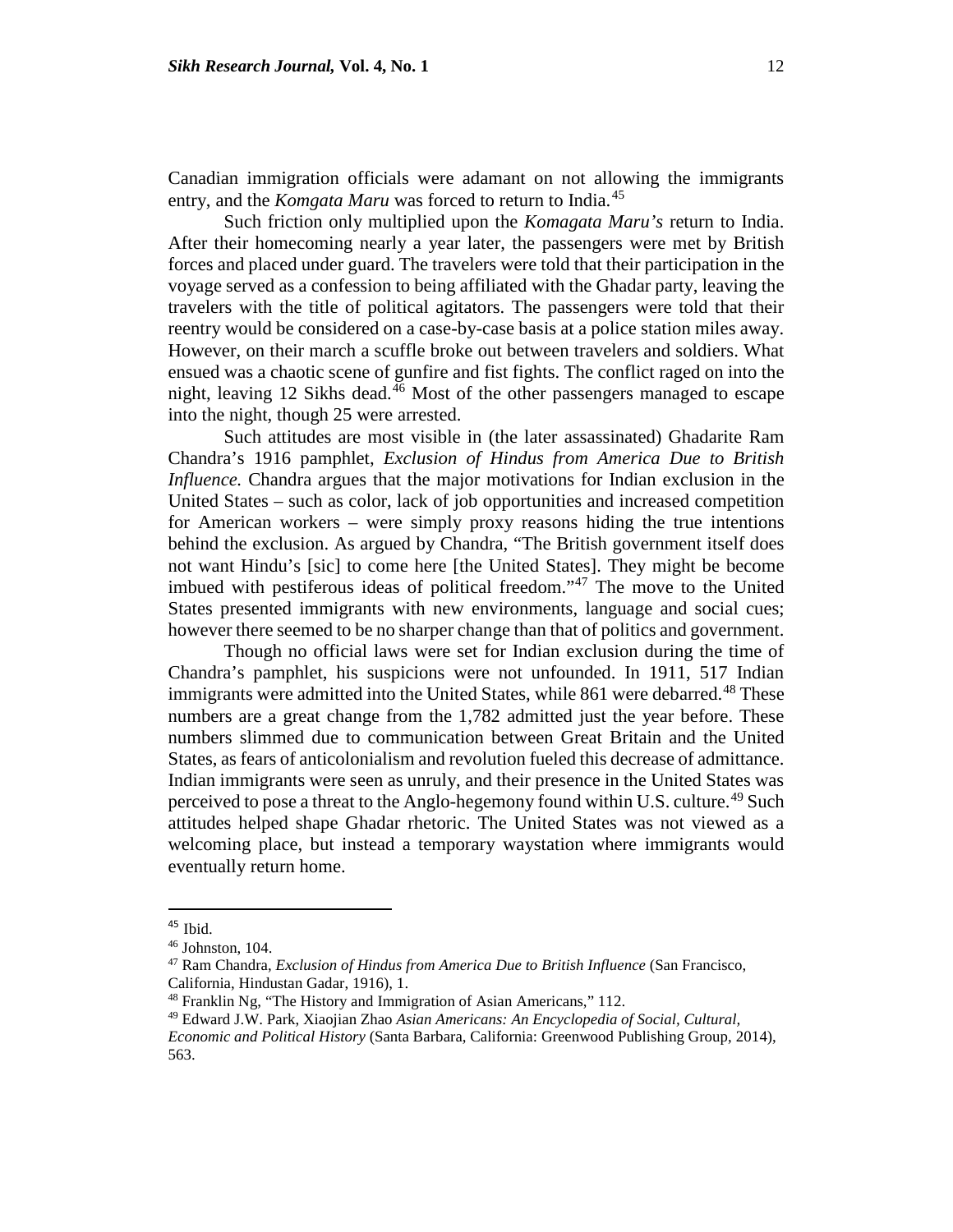Canadian immigration officials were adamant on not allowing the immigrants entry, and the *Komgata Maru* was forced to return to India.[45]

Such friction only multiplied upon the *Komagata Maru's* return to India. After their homecoming nearly a year later, the passengers were met by British forces and placed under guard. The travelers were told that their participation in the voyage served as a confession to being affiliated with the Ghadar party, leaving the travelers with the title of political agitators. The passengers were told that their reentry would be considered on a case-by-case basis at a police station miles away. However, on their march a scuffle broke out between travelers and soldiers. What ensued was a chaotic scene of gunfire and fist fights. The conflict raged on into the night, leaving 12 Sikhs dead.[46] Most of the other passengers managed to escape into the night, though 25 were arrested.

Such attitudes are most visible in (the later assassinated) Ghadarite Ram Chandra's 1916 pamphlet, *Exclusion of Hindus from America Due to British Influence.* Chandra argues that the major motivations for Indian exclusion in the United States – such as color, lack of job opportunities and increased competition for American workers – were simply proxy reasons hiding the true intentions behind the exclusion. As argued by Chandra, "The British government itself does not want Hindu's [sic] to come here [the United States]. They might be become imbued with pestiferous ideas of political freedom."[47] The move to the United States presented immigrants with new environments, language and social cues; however there seemed to be no sharper change than that of politics and government.

Though no official laws were set for Indian exclusion during the time of Chandra's pamphlet, his suspicions were not unfounded. In 1911, 517 Indian immigrants were admitted into the United States, while 861 were debarred.[48] These numbers are a great change from the 1,782 admitted just the year before. These numbers slimmed due to communication between Great Britain and the United States, as fears of anticolonialism and revolution fueled this decrease of admittance. Indian immigrants were seen as unruly, and their presence in the United States was perceived to pose a threat to the Anglo-hegemony found within U.S. culture.[49] Such attitudes helped shape Ghadar rhetoric. The United States was not viewed as a welcoming place, but instead a temporary waystation where immigrants would eventually return home.

---

[45] Ibid.

[46] Johnston, 104.

[47] Ram Chandra, *Exclusion of Hindus from America Due to British Influence* (San Francisco, California, Hindustan Gadar, 1916), 1.

[48] Franklin Ng, "The History and Immigration of Asian Americans," 112.

[49] Edward J.W. Park, Xiaojian Zhao *Asian Americans: An Encyclopedia of Social, Cultural, Economic and Political History* (Santa Barbara, California: Greenwood Publishing Group, 2014), 563.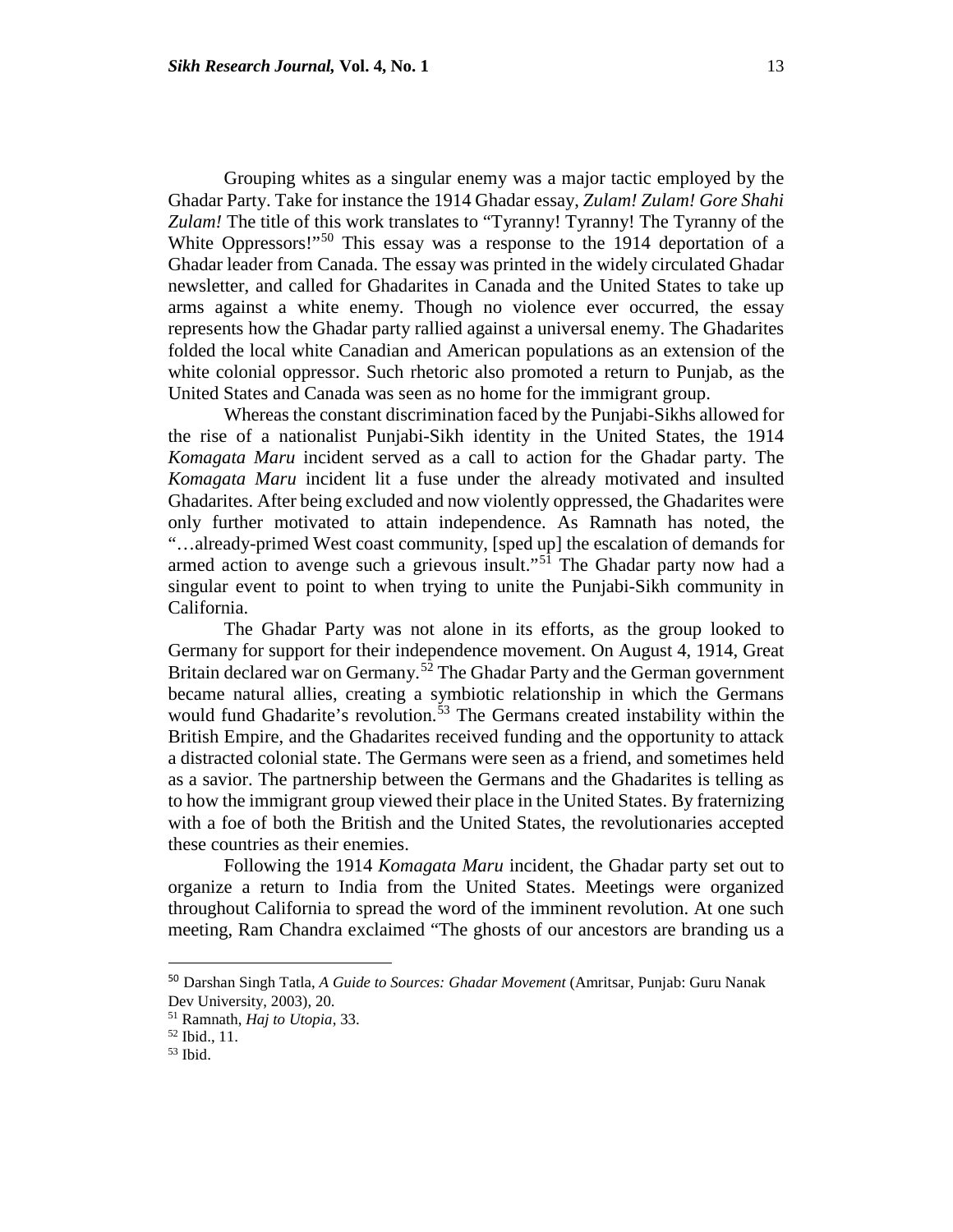Grouping whites as a singular enemy was a major tactic employed by the Ghadar Party. Take for instance the 1914 Ghadar essay, *Zulam! Zulam! Gore Shahi Zulam!* The title of this work translates to "Tyranny! Tyranny! The Tyranny of the White Oppressors!"[50] This essay was a response to the 1914 deportation of a Ghadar leader from Canada. The essay was printed in the widely circulated Ghadar newsletter, and called for Ghadarites in Canada and the United States to take up arms against a white enemy. Though no violence ever occurred, the essay represents how the Ghadar party rallied against a universal enemy. The Ghadarites folded the local white Canadian and American populations as an extension of the white colonial oppressor. Such rhetoric also promoted a return to Punjab, as the United States and Canada was seen as no home for the immigrant group.

Whereas the constant discrimination faced by the Punjabi-Sikhs allowed for the rise of a nationalist Punjabi-Sikh identity in the United States, the 1914 *Komagata Maru* incident served as a call to action for the Ghadar party. The *Komagata Maru* incident lit a fuse under the already motivated and insulted Ghadarites. After being excluded and now violently oppressed, the Ghadarites were only further motivated to attain independence. As Ramnath has noted, the "…already-primed West coast community, [sped up] the escalation of demands for armed action to avenge such a grievous insult."[51] The Ghadar party now had a singular event to point to when trying to unite the Punjabi-Sikh community in California.

The Ghadar Party was not alone in its efforts, as the group looked to Germany for support for their independence movement. On August 4, 1914, Great Britain declared war on Germany.[52] The Ghadar Party and the German government became natural allies, creating a symbiotic relationship in which the Germans would fund Ghadarite's revolution.[53] The Germans created instability within the British Empire, and the Ghadarites received funding and the opportunity to attack a distracted colonial state. The Germans were seen as a friend, and sometimes held as a savior. The partnership between the Germans and the Ghadarites is telling as to how the immigrant group viewed their place in the United States. By fraternizing with a foe of both the British and the United States, the revolutionaries accepted these countries as their enemies.

Following the 1914 *Komagata Maru* incident, the Ghadar party set out to organize a return to India from the United States. Meetings were organized throughout California to spread the word of the imminent revolution. At one such meeting, Ram Chandra exclaimed "The ghosts of our ancestors are branding us a

---

[50] Darshan Singh Tatla, *A Guide to Sources: Ghadar Movement* (Amritsar, Punjab: Guru Nanak Dev University, 2003), 20.

[51] Ramnath, *Haj to Utopia*, 33.

[52] Ibid., 11.

[53] Ibid.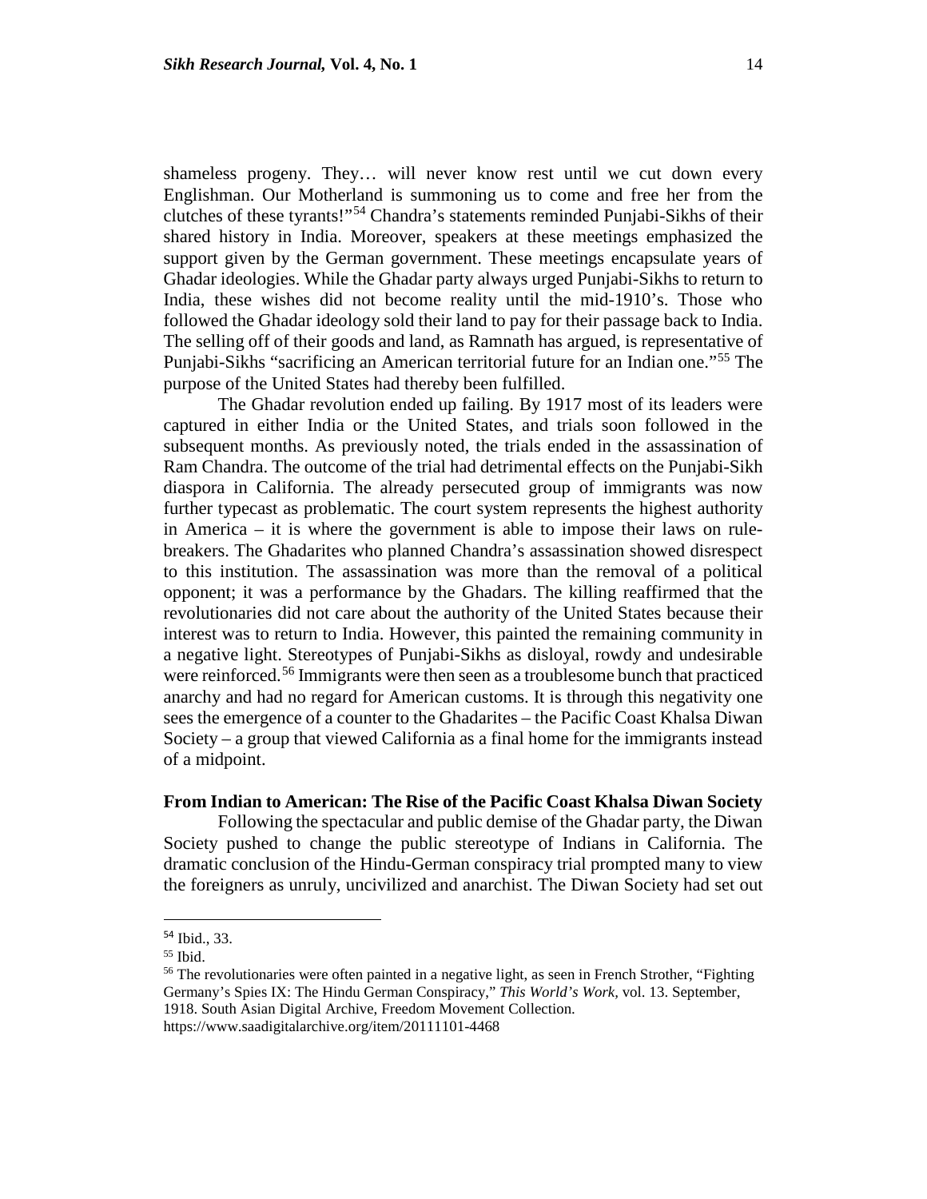shameless progeny. They… will never know rest until we cut down every Englishman. Our Motherland is summoning us to come and free her from the clutches of these tyrants!"[54] Chandra's statements reminded Punjabi-Sikhs of their shared history in India. Moreover, speakers at these meetings emphasized the support given by the German government. These meetings encapsulate years of Ghadar ideologies. While the Ghadar party always urged Punjabi-Sikhs to return to India, these wishes did not become reality until the mid-1910's. Those who followed the Ghadar ideology sold their land to pay for their passage back to India. The selling off of their goods and land, as Ramnath has argued, is representative of Punjabi-Sikhs "sacrificing an American territorial future for an Indian one."[55] The purpose of the United States had thereby been fulfilled.

The Ghadar revolution ended up failing. By 1917 most of its leaders were captured in either India or the United States, and trials soon followed in the subsequent months. As previously noted, the trials ended in the assassination of Ram Chandra. The outcome of the trial had detrimental effects on the Punjabi-Sikh diaspora in California. The already persecuted group of immigrants was now further typecast as problematic. The court system represents the highest authority in America – it is where the government is able to impose their laws on rule-breakers. The Ghadarites who planned Chandra's assassination showed disrespect to this institution. The assassination was more than the removal of a political opponent; it was a performance by the Ghadars. The killing reaffirmed that the revolutionaries did not care about the authority of the United States because their interest was to return to India. However, this painted the remaining community in a negative light. Stereotypes of Punjabi-Sikhs as disloyal, rowdy and undesirable were reinforced.[56] Immigrants were then seen as a troublesome bunch that practiced anarchy and had no regard for American customs. It is through this negativity one sees the emergence of a counter to the Ghadarites – the Pacific Coast Khalsa Diwan Society – a group that viewed California as a final home for the immigrants instead of a midpoint.

**From Indian to American: The Rise of the Pacific Coast Khalsa Diwan Society**

Following the spectacular and public demise of the Ghadar party, the Diwan Society pushed to change the public stereotype of Indians in California. The dramatic conclusion of the Hindu-German conspiracy trial prompted many to view the foreigners as unruly, uncivilized and anarchist. The Diwan Society had set out

---

[54] Ibid., 33.

[55] Ibid.

[56] The revolutionaries were often painted in a negative light, as seen in French Strother, "Fighting Germany's Spies IX: The Hindu German Conspiracy," *This World's Work*, vol. 13. September, 1918. South Asian Digital Archive, Freedom Movement Collection. https://www.saadigitalarchive.org/item/20111101-4468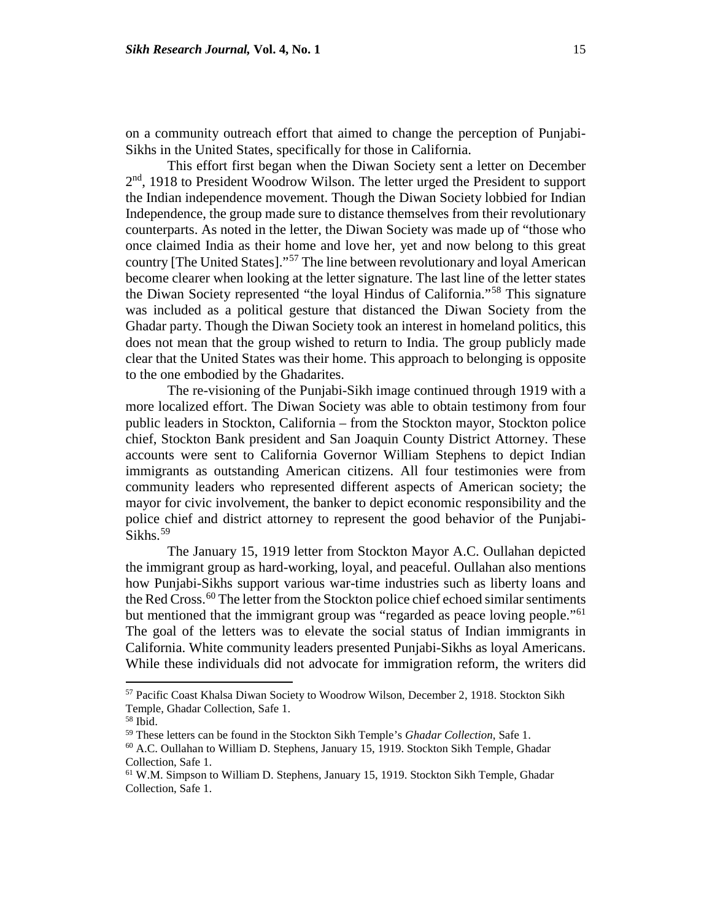on a community outreach effort that aimed to change the perception of Punjabi-Sikhs in the United States, specifically for those in California.

This effort first began when the Diwan Society sent a letter on December 2nd, 1918 to President Woodrow Wilson. The letter urged the President to support the Indian independence movement. Though the Diwan Society lobbied for Indian Independence, the group made sure to distance themselves from their revolutionary counterparts. As noted in the letter, the Diwan Society was made up of "those who once claimed India as their home and love her, yet and now belong to this great country [The United States]."[57] The line between revolutionary and loyal American become clearer when looking at the letter signature. The last line of the letter states the Diwan Society represented "the loyal Hindus of California."[58] This signature was included as a political gesture that distanced the Diwan Society from the Ghadar party. Though the Diwan Society took an interest in homeland politics, this does not mean that the group wished to return to India. The group publicly made clear that the United States was their home. This approach to belonging is opposite to the one embodied by the Ghadarites.

The re-visioning of the Punjabi-Sikh image continued through 1919 with a more localized effort. The Diwan Society was able to obtain testimony from four public leaders in Stockton, California – from the Stockton mayor, Stockton police chief, Stockton Bank president and San Joaquin County District Attorney. These accounts were sent to California Governor William Stephens to depict Indian immigrants as outstanding American citizens. All four testimonies were from community leaders who represented different aspects of American society; the mayor for civic involvement, the banker to depict economic responsibility and the police chief and district attorney to represent the good behavior of the Punjabi-Sikhs.[59]

The January 15, 1919 letter from Stockton Mayor A.C. Oullahan depicted the immigrant group as hard-working, loyal, and peaceful. Oullahan also mentions how Punjabi-Sikhs support various war-time industries such as liberty loans and the Red Cross.[60] The letter from the Stockton police chief echoed similar sentiments but mentioned that the immigrant group was "regarded as peace loving people."[61] The goal of the letters was to elevate the social status of Indian immigrants in California. White community leaders presented Punjabi-Sikhs as loyal Americans. While these individuals did not advocate for immigration reform, the writers did

---

[57] Pacific Coast Khalsa Diwan Society to Woodrow Wilson, December 2, 1918. Stockton Sikh Temple, Ghadar Collection, Safe 1.

[58] Ibid.

[59] These letters can be found in the Stockton Sikh Temple's *Ghadar Collection*, Safe 1.

[60] A.C. Oullahan to William D. Stephens, January 15, 1919. Stockton Sikh Temple, Ghadar Collection, Safe 1.

[61] W.M. Simpson to William D. Stephens, January 15, 1919. Stockton Sikh Temple, Ghadar Collection, Safe 1.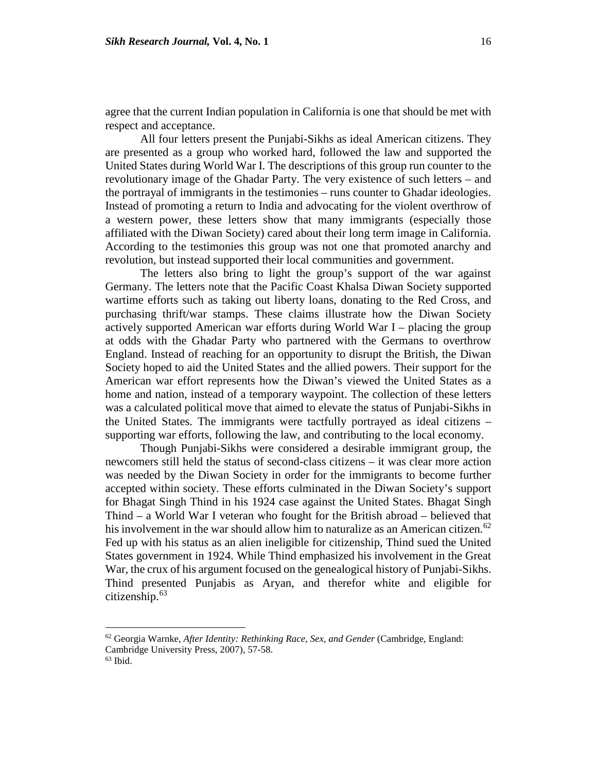agree that the current Indian population in California is one that should be met with respect and acceptance.

All four letters present the Punjabi-Sikhs as ideal American citizens. They are presented as a group who worked hard, followed the law and supported the United States during World War I. The descriptions of this group run counter to the revolutionary image of the Ghadar Party. The very existence of such letters – and the portrayal of immigrants in the testimonies – runs counter to Ghadar ideologies. Instead of promoting a return to India and advocating for the violent overthrow of a western power, these letters show that many immigrants (especially those affiliated with the Diwan Society) cared about their long term image in California. According to the testimonies this group was not one that promoted anarchy and revolution, but instead supported their local communities and government.

The letters also bring to light the group's support of the war against Germany. The letters note that the Pacific Coast Khalsa Diwan Society supported wartime efforts such as taking out liberty loans, donating to the Red Cross, and purchasing thrift/war stamps. These claims illustrate how the Diwan Society actively supported American war efforts during World War I – placing the group at odds with the Ghadar Party who partnered with the Germans to overthrow England. Instead of reaching for an opportunity to disrupt the British, the Diwan Society hoped to aid the United States and the allied powers. Their support for the American war effort represents how the Diwan's viewed the United States as a home and nation, instead of a temporary waypoint. The collection of these letters was a calculated political move that aimed to elevate the status of Punjabi-Sikhs in the United States. The immigrants were tactfully portrayed as ideal citizens – supporting war efforts, following the law, and contributing to the local economy.

Though Punjabi-Sikhs were considered a desirable immigrant group, the newcomers still held the status of second-class citizens – it was clear more action was needed by the Diwan Society in order for the immigrants to become further accepted within society. These efforts culminated in the Diwan Society's support for Bhagat Singh Thind in his 1924 case against the United States. Bhagat Singh Thind – a World War I veteran who fought for the British abroad – believed that his involvement in the war should allow him to naturalize as an American citizen.[62] Fed up with his status as an alien ineligible for citizenship, Thind sued the United States government in 1924. While Thind emphasized his involvement in the Great War, the crux of his argument focused on the genealogical history of Punjabi-Sikhs. Thind presented Punjabis as Aryan, and therefor white and eligible for citizenship.[63]

---

[62] Georgia Warnke, *After Identity: Rethinking Race, Sex, and Gender* (Cambridge, England: Cambridge University Press, 2007), 57-58.

[63] Ibid.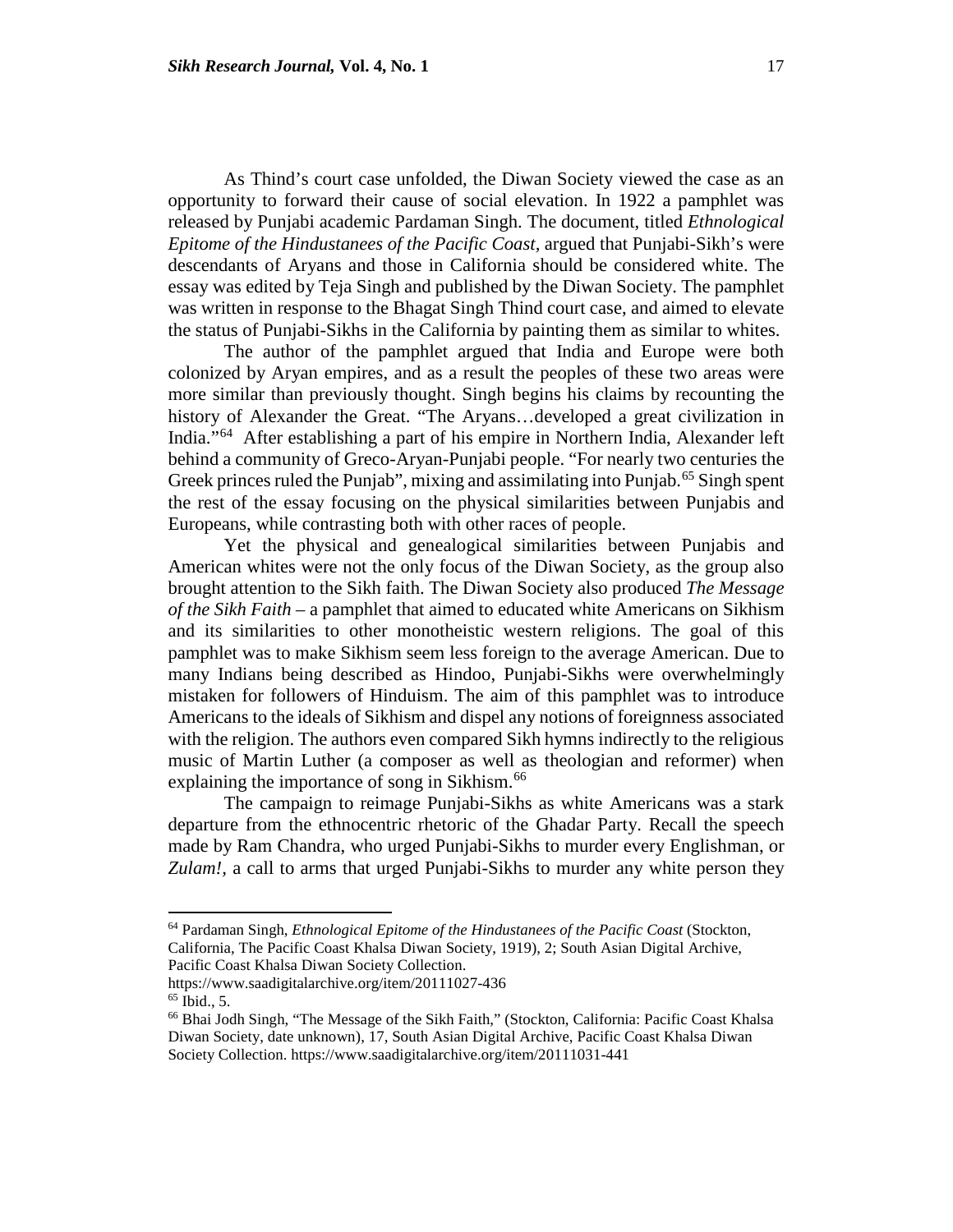As Thind's court case unfolded, the Diwan Society viewed the case as an opportunity to forward their cause of social elevation. In 1922 a pamphlet was released by Punjabi academic Pardaman Singh. The document, titled *Ethnological Epitome of the Hindustanees of the Pacific Coast*, argued that Punjabi-Sikh's were descendants of Aryans and those in California should be considered white. The essay was edited by Teja Singh and published by the Diwan Society. The pamphlet was written in response to the Bhagat Singh Thind court case, and aimed to elevate the status of Punjabi-Sikhs in the California by painting them as similar to whites.

The author of the pamphlet argued that India and Europe were both colonized by Aryan empires, and as a result the peoples of these two areas were more similar than previously thought. Singh begins his claims by recounting the history of Alexander the Great. "The Aryans…developed a great civilization in India."[64] After establishing a part of his empire in Northern India, Alexander left behind a community of Greco-Aryan-Punjabi people. "For nearly two centuries the Greek princes ruled the Punjab", mixing and assimilating into Punjab.[65] Singh spent the rest of the essay focusing on the physical similarities between Punjabis and Europeans, while contrasting both with other races of people.

Yet the physical and genealogical similarities between Punjabis and American whites were not the only focus of the Diwan Society, as the group also brought attention to the Sikh faith. The Diwan Society also produced *The Message of the Sikh Faith* – a pamphlet that aimed to educated white Americans on Sikhism and its similarities to other monotheistic western religions. The goal of this pamphlet was to make Sikhism seem less foreign to the average American. Due to many Indians being described as Hindoo, Punjabi-Sikhs were overwhelmingly mistaken for followers of Hinduism. The aim of this pamphlet was to introduce Americans to the ideals of Sikhism and dispel any notions of foreignness associated with the religion. The authors even compared Sikh hymns indirectly to the religious music of Martin Luther (a composer as well as theologian and reformer) when explaining the importance of song in Sikhism.[66]

The campaign to reimage Punjabi-Sikhs as white Americans was a stark departure from the ethnocentric rhetoric of the Ghadar Party. Recall the speech made by Ram Chandra, who urged Punjabi-Sikhs to murder every Englishman, or *Zulam!*, a call to arms that urged Punjabi-Sikhs to murder any white person they

---

[64] Pardaman Singh, *Ethnological Epitome of the Hindustanees of the Pacific Coast* (Stockton, California, The Pacific Coast Khalsa Diwan Society, 1919), 2; South Asian Digital Archive, Pacific Coast Khalsa Diwan Society Collection. https://www.saadigitalarchive.org/item/20111027-436

[65] Ibid., 5.

[66] Bhai Jodh Singh, "The Message of the Sikh Faith," (Stockton, California: Pacific Coast Khalsa Diwan Society, date unknown), 17, South Asian Digital Archive, Pacific Coast Khalsa Diwan Society Collection. https://www.saadigitalarchive.org/item/20111031-441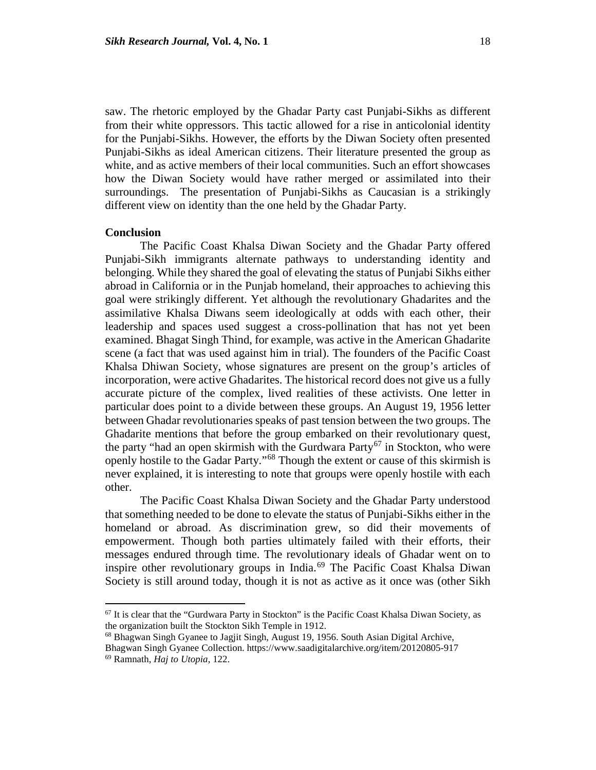saw. The rhetoric employed by the Ghadar Party cast Punjabi-Sikhs as different from their white oppressors. This tactic allowed for a rise in anticolonial identity for the Punjabi-Sikhs. However, the efforts by the Diwan Society often presented Punjabi-Sikhs as ideal American citizens. Their literature presented the group as white, and as active members of their local communities. Such an effort showcases how the Diwan Society would have rather merged or assimilated into their surroundings. The presentation of Punjabi-Sikhs as Caucasian is a strikingly different view on identity than the one held by the Ghadar Party.

**Conclusion**

The Pacific Coast Khalsa Diwan Society and the Ghadar Party offered Punjabi-Sikh immigrants alternate pathways to understanding identity and belonging. While they shared the goal of elevating the status of Punjabi Sikhs either abroad in California or in the Punjab homeland, their approaches to achieving this goal were strikingly different. Yet although the revolutionary Ghadarites and the assimilative Khalsa Diwans seem ideologically at odds with each other, their leadership and spaces used suggest a cross-pollination that has not yet been examined. Bhagat Singh Thind, for example, was active in the American Ghadarite scene (a fact that was used against him in trial). The founders of the Pacific Coast Khalsa Dhiwan Society, whose signatures are present on the group's articles of incorporation, were active Ghadarites. The historical record does not give us a fully accurate picture of the complex, lived realities of these activists. One letter in particular does point to a divide between these groups. An August 19, 1956 letter between Ghadar revolutionaries speaks of past tension between the two groups. The Ghadarite mentions that before the group embarked on their revolutionary quest, the party "had an open skirmish with the Gurdwara Party[67] in Stockton, who were openly hostile to the Gadar Party."[68] Though the extent or cause of this skirmish is never explained, it is interesting to note that groups were openly hostile with each other.

The Pacific Coast Khalsa Diwan Society and the Ghadar Party understood that something needed to be done to elevate the status of Punjabi-Sikhs either in the homeland or abroad. As discrimination grew, so did their movements of empowerment. Though both parties ultimately failed with their efforts, their messages endured through time. The revolutionary ideals of Ghadar went on to inspire other revolutionary groups in India.[69] The Pacific Coast Khalsa Diwan Society is still around today, though it is not as active as it once was (other Sikh

---

[67] It is clear that the "Gurdwara Party in Stockton" is the Pacific Coast Khalsa Diwan Society, as the organization built the Stockton Sikh Temple in 1912.

[68] Bhagwan Singh Gyanee to Jagjit Singh, August 19, 1956. South Asian Digital Archive, Bhagwan Singh Gyanee Collection. https://www.saadigitalarchive.org/item/20120805-917

[69] Ramnath, *Haj to Utopia*, 122.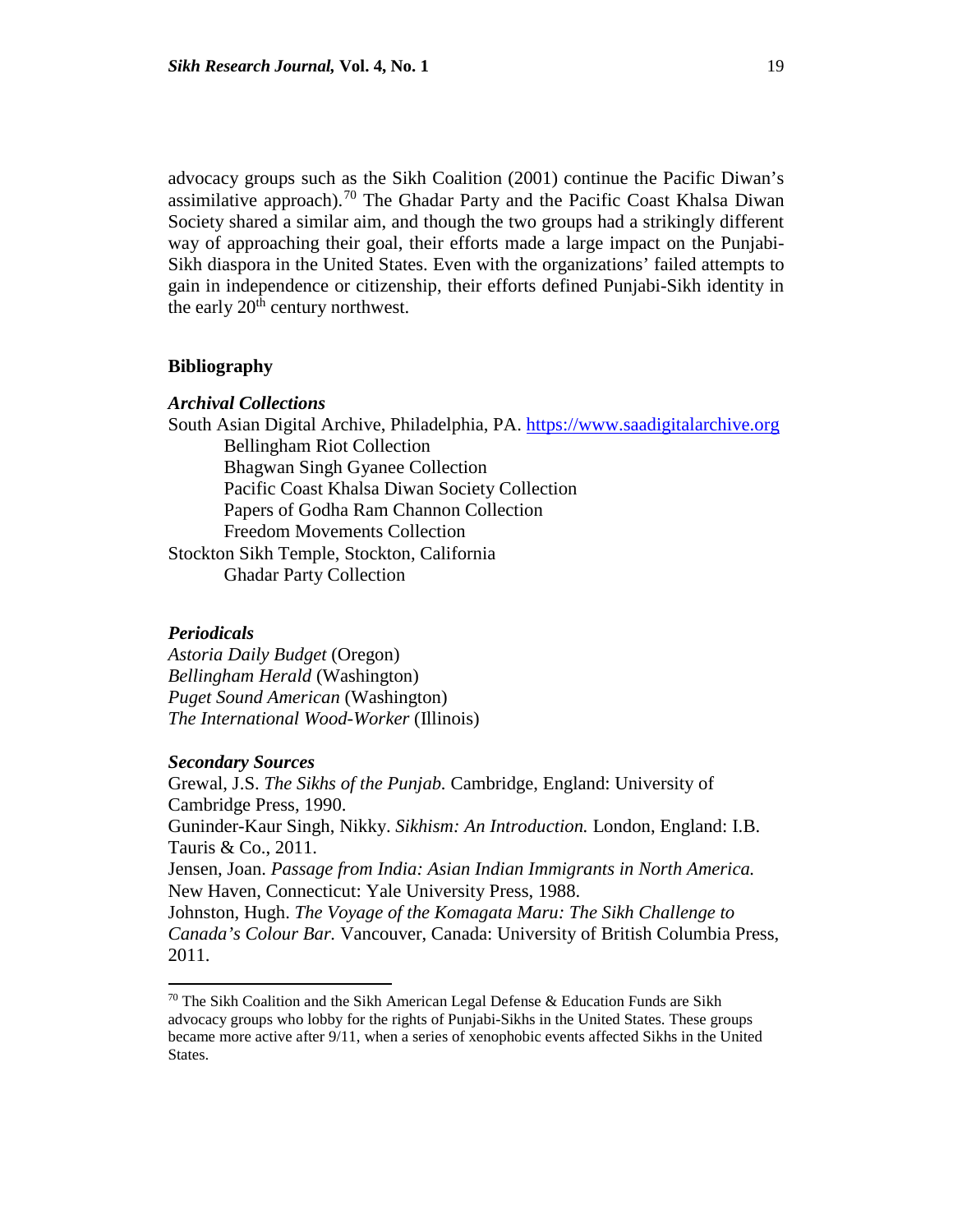advocacy groups such as the Sikh Coalition (2001) continue the Pacific Diwan's assimilative approach).[70] The Ghadar Party and the Pacific Coast Khalsa Diwan Society shared a similar aim, and though the two groups had a strikingly different way of approaching their goal, their efforts made a large impact on the Punjabi-Sikh diaspora in the United States. Even with the organizations' failed attempts to gain in independence or citizenship, their efforts defined Punjabi-Sikh identity in the early 20th century northwest.

## Bibliography

### *Archival Collections*

South Asian Digital Archive, Philadelphia, PA. https://www.saadigitalarchive.org

- Bellingham Riot Collection
- Bhagwan Singh Gyanee Collection
- Pacific Coast Khalsa Diwan Society Collection
- Papers of Godha Ram Channon Collection
- Freedom Movements Collection

Stockton Sikh Temple, Stockton, California

- Ghadar Party Collection

### *Periodicals*

*Astoria Daily Budget* (Oregon)
*Bellingham Herald* (Washington)
*Puget Sound American* (Washington)
*The International Wood-Worker* (Illinois)

### *Secondary Sources*

Grewal, J.S. *The Sikhs of the Punjab.* Cambridge, England: University of Cambridge Press, 1990.

Guninder-Kaur Singh, Nikky. *Sikhism: An Introduction.* London, England: I.B. Tauris & Co., 2011.

Jensen, Joan. *Passage from India: Asian Indian Immigrants in North America.* New Haven, Connecticut: Yale University Press, 1988.

Johnston, Hugh. *The Voyage of the Komagata Maru: The Sikh Challenge to Canada's Colour Bar.* Vancouver, Canada: University of British Columbia Press, 2011.

---

[70] The Sikh Coalition and the Sikh American Legal Defense & Education Funds are Sikh advocacy groups who lobby for the rights of Punjabi-Sikhs in the United States. These groups became more active after 9/11, when a series of xenophobic events affected Sikhs in the United States.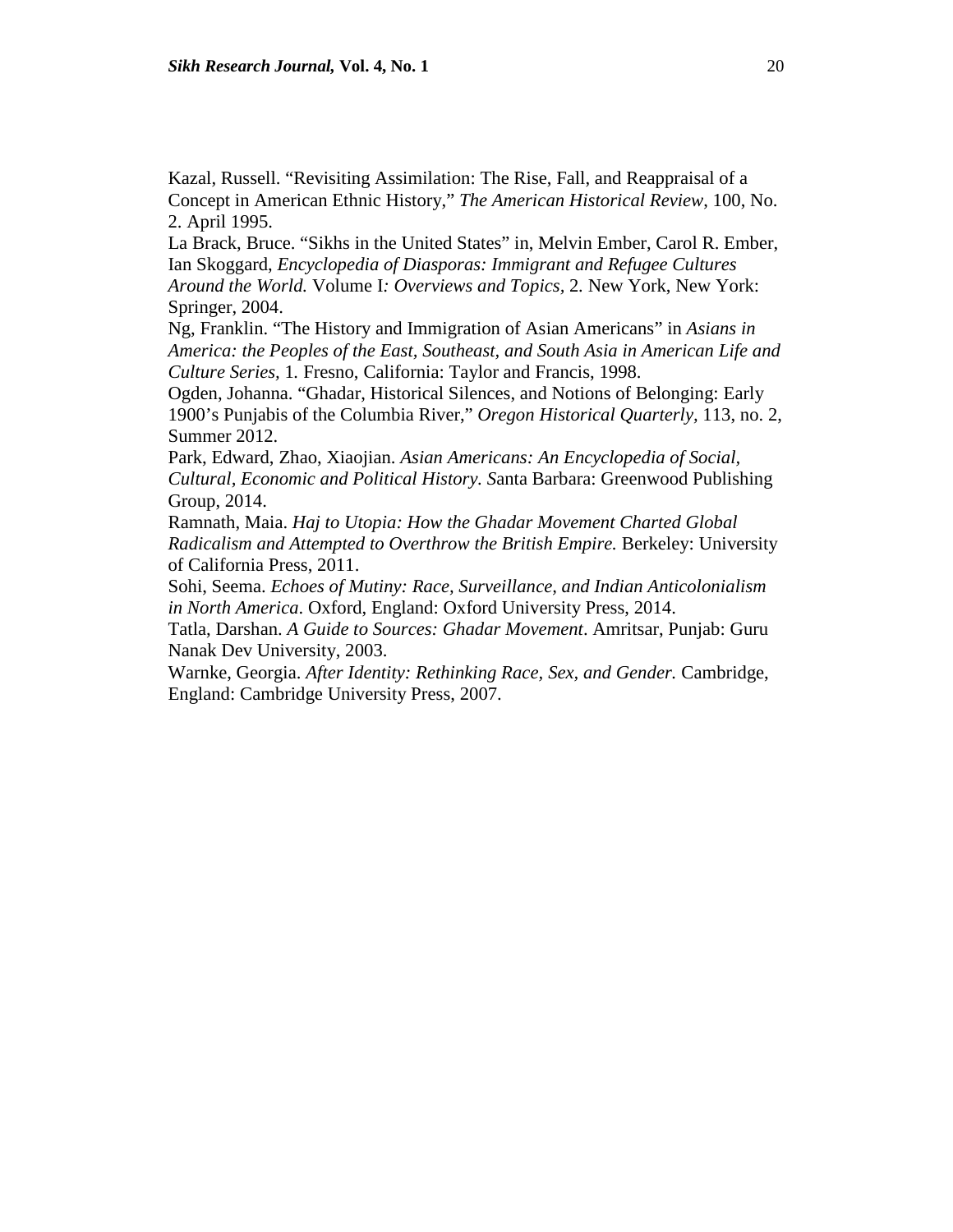Kazal, Russell. “Revisiting Assimilation: The Rise, Fall, and Reappraisal of a Concept in American Ethnic History,” *The American Historical Review*, 100, No. 2. April 1995.

La Brack, Bruce. “Sikhs in the United States” in, Melvin Ember, Carol R. Ember, Ian Skoggard, *Encyclopedia of Diasporas: Immigrant and Refugee Cultures Around the World.* Volume I*: Overviews and Topics,* 2*.* New York, New York: Springer, 2004.

Ng, Franklin. “The History and Immigration of Asian Americans” in *Asians in America: the Peoples of the East, Southeast, and South Asia in American Life and Culture Series,* 1*.* Fresno, California: Taylor and Francis, 1998.

Ogden, Johanna. “Ghadar, Historical Silences, and Notions of Belonging: Early 1900’s Punjabis of the Columbia River,” *Oregon Historical Quarterly,* 113, no. 2, Summer 2012.

Park, Edward, Zhao, Xiaojian. *Asian Americans: An Encyclopedia of Social, Cultural, Economic and Political History. S*anta Barbara: Greenwood Publishing Group, 2014.

Ramnath, Maia. *Haj to Utopia: How the Ghadar Movement Charted Global Radicalism and Attempted to Overthrow the British Empire.* Berkeley: University of California Press, 2011.

Sohi, Seema. *Echoes of Mutiny: Race, Surveillance, and Indian Anticolonialism in North America*. Oxford, England: Oxford University Press, 2014.

Tatla, Darshan. *A Guide to Sources: Ghadar Movement*. Amritsar, Punjab: Guru Nanak Dev University, 2003.

Warnke, Georgia. *After Identity: Rethinking Race, Sex, and Gender.* Cambridge, England: Cambridge University Press, 2007.